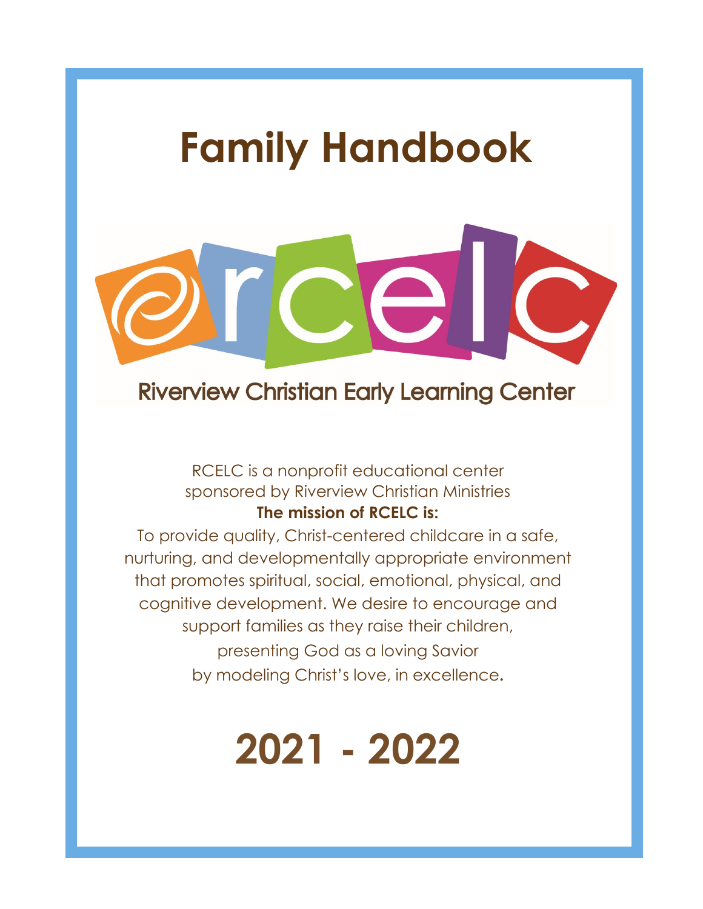# Family Handbook

rcelc

Riverview Christian Early Learning Center

RCELC is a nonprofit educational center sponsored by Riverview Christian Ministries

**The mission of RCELC is:**

To provide quality, Christ-centered childcare in a safe, nurturing, and developmentally appropriate environment that promotes spiritual, social, emotional, physical, and cognitive development. We desire to encourage and support families as they raise their children, presenting God as a loving Savior by modeling Christ's love, in excellence.

# 2021 - 2022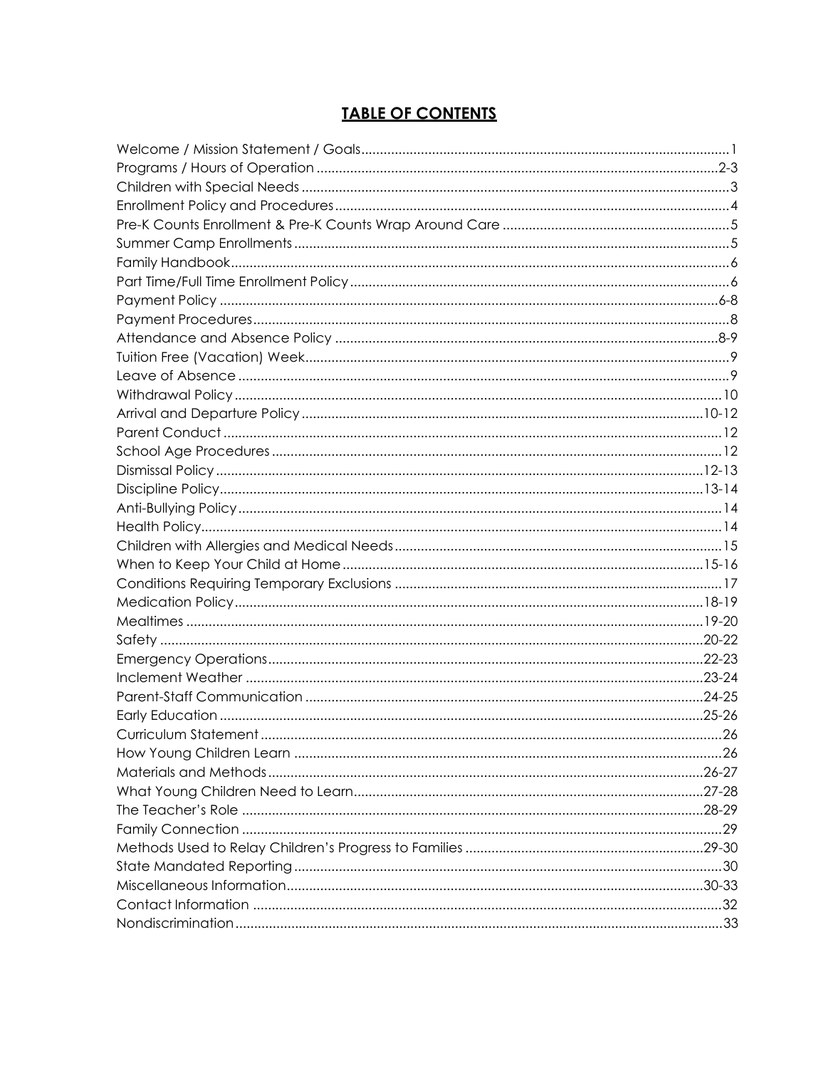# TABLE OF CONTENTS

| Section | Page |
|---|---|
| Welcome / Mission Statement / Goals | 1 |
| Programs / Hours of Operation | 2-3 |
| Children with Special Needs | 3 |
| Enrollment Policy and Procedures | 4 |
| Pre-K Counts Enrollment & Pre-K Counts Wrap Around Care | 5 |
| Summer Camp Enrollments | 5 |
| Family Handbook | 6 |
| Part Time/Full Time Enrollment Policy | 6 |
| Payment Policy | 6-8 |
| Payment Procedures | 8 |
| Attendance and Absence Policy | 8-9 |
| Tuition Free (Vacation) Week | 9 |
| Leave of Absence | 9 |
| Withdrawal Policy | 10 |
| Arrival and Departure Policy | 10-12 |
| Parent Conduct | 12 |
| School Age Procedures | 12 |
| Dismissal Policy | 12-13 |
| Discipline Policy | 13-14 |
| Anti-Bullying Policy | 14 |
| Health Policy | 14 |
| Children with Allergies and Medical Needs | 15 |
| When to Keep Your Child at Home | 15-16 |
| Conditions Requiring Temporary Exclusions | 17 |
| Medication Policy | 18-19 |
| Mealtimes | 19-20 |
| Safety | 20-22 |
| Emergency Operations | 22-23 |
| Inclement Weather | 23-24 |
| Parent-Staff Communication | 24-25 |
| Early Education | 25-26 |
| Curriculum Statement | 26 |
| How Young Children Learn | 26 |
| Materials and Methods | 26-27 |
| What Young Children Need to Learn | 27-28 |
| The Teacher's Role | 28-29 |
| Family Connection | 29 |
| Methods Used to Relay Children's Progress to Families | 29-30 |
| State Mandated Reporting | 30 |
| Miscellaneous Information | 30-33 |
| Contact Information | 32 |
| Nondiscrimination | 33 |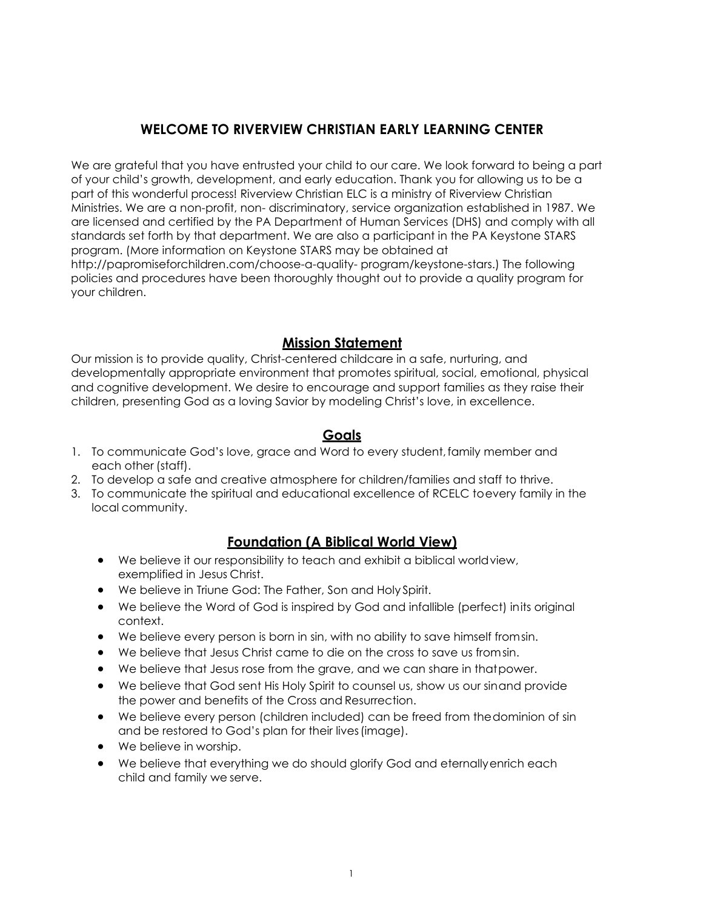# WELCOME TO RIVERVIEW CHRISTIAN EARLY LEARNING CENTER

We are grateful that you have entrusted your child to our care. We look forward to being a part of your child's growth, development, and early education. Thank you for allowing us to be a part of this wonderful process! Riverview Christian ELC is a ministry of Riverview Christian Ministries. We are a non-profit, non- discriminatory, service organization established in 1987. We are licensed and certified by the PA Department of Human Services (DHS) and comply with all standards set forth by that department. We are also a participant in the PA Keystone STARS program. (More information on Keystone STARS may be obtained at http://papromiseforchildren.com/choose-a-quality- program/keystone-stars.) The following policies and procedures have been thoroughly thought out to provide a quality program for your children.

## Mission Statement

Our mission is to provide quality, Christ-centered childcare in a safe, nurturing, and developmentally appropriate environment that promotes spiritual, social, emotional, physical and cognitive development. We desire to encourage and support families as they raise their children, presenting God as a loving Savior by modeling Christ's love, in excellence.

## Goals

1. To communicate God's love, grace and Word to every student, family member and each other (staff).
2. To develop a safe and creative atmosphere for children/families and staff to thrive.
3. To communicate the spiritual and educational excellence of RCELC to every family in the local community.

## Foundation (A Biblical World View)

- We believe it our responsibility to teach and exhibit a biblical worldview, exemplified in Jesus Christ.
- We believe in Triune God: The Father, Son and Holy Spirit.
- We believe the Word of God is inspired by God and infallible (perfect) in its original context.
- We believe every person is born in sin, with no ability to save himself from sin.
- We believe that Jesus Christ came to die on the cross to save us from sin.
- We believe that Jesus rose from the grave, and we can share in that power.
- We believe that God sent His Holy Spirit to counsel us, show us our sin and provide the power and benefits of the Cross and Resurrection.
- We believe every person (children included) can be freed from the dominion of sin and be restored to God's plan for their lives (image).
- We believe in worship.
- We believe that everything we do should glorify God and eternally enrich each child and family we serve.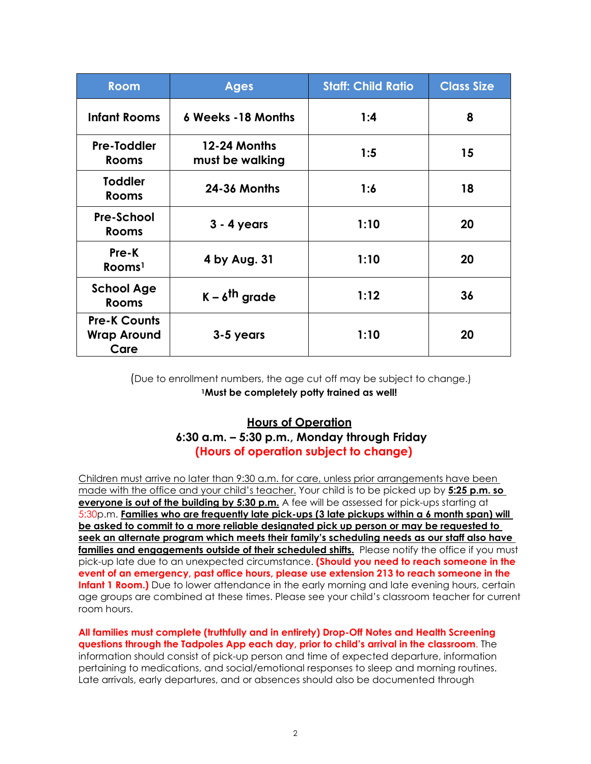| Room | Ages | Staff: Child Ratio | Class Size |
|---|---|---|---|
| **Infant Rooms** | **6 Weeks -18 Months** | **1:4** | **8** |
| **Pre-Toddler Rooms** | **12-24 Months must be walking** | **1:5** | **15** |
| **Toddler Rooms** | **24-36 Months** | **1:6** | **18** |
| **Pre-School Rooms** | **3 - 4 years** | **1:10** | **20** |
| **Pre-K Rooms[1]** | **4 by Aug. 31** | **1:10** | **20** |
| **School Age Rooms** | **K – 6th grade** | **1:12** | **36** |
| **Pre-K Counts Wrap Around Care** | **3-5 years** | **1:10** | **20** |

(Due to enrollment numbers, the age cut off may be subject to change.)

**[1]Must be completely potty trained as well!**

## Hours of Operation

**6:30 a.m. – 5:30 p.m., Monday through Friday**

**(Hours of operation subject to change)**

Children must arrive no later than 9:30 a.m. for care, unless prior arrangements have been made with the office and your child's teacher. Your child is to be picked up by **5:25 p.m. so everyone is out of the building by 5:30 p.m.** A fee will be assessed for pick-ups starting at 5:30p.m. **Families who are frequently late pick-ups (3 late pickups within a 6 month span) will be asked to commit to a more reliable designated pick up person or may be requested to seek an alternate program which meets their family's scheduling needs as our staff also have families and engagements outside of their scheduled shifts.** Please notify the office if you must pick-up late due to an unexpected circumstance. **(Should you need to reach someone in the event of an emergency, past office hours, please use extension 213 to reach someone in the Infant 1 Room.)** Due to lower attendance in the early morning and late evening hours, certain age groups are combined at these times. Please see your child's classroom teacher for current room hours.

**All families must complete (truthfully and in entirety) Drop-Off Notes and Health Screening questions through the Tadpoles App each day, prior to child's arrival in the classroom.** The information should consist of pick-up person and time of expected departure, information pertaining to medications, and social/emotional responses to sleep and morning routines. Late arrivals, early departures, and or absences should also be documented through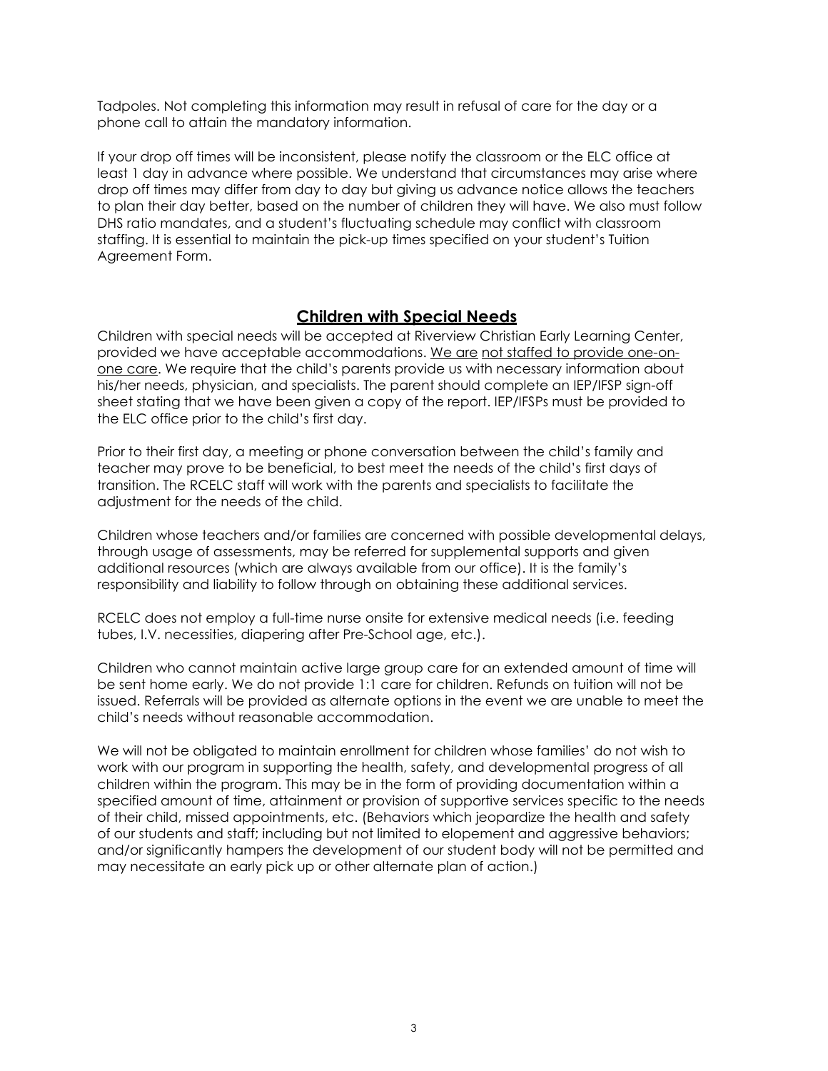Tadpoles. Not completing this information may result in refusal of care for the day or a phone call to attain the mandatory information.

If your drop off times will be inconsistent, please notify the classroom or the ELC office at least 1 day in advance where possible. We understand that circumstances may arise where drop off times may differ from day to day but giving us advance notice allows the teachers to plan their day better, based on the number of children they will have. We also must follow DHS ratio mandates, and a student's fluctuating schedule may conflict with classroom staffing. It is essential to maintain the pick-up times specified on your student's Tuition Agreement Form.

## Children with Special Needs

Children with special needs will be accepted at Riverview Christian Early Learning Center, provided we have acceptable accommodations. We are not staffed to provide one-on-one care. We require that the child's parents provide us with necessary information about his/her needs, physician, and specialists. The parent should complete an IEP/IFSP sign-off sheet stating that we have been given a copy of the report. IEP/IFSPs must be provided to the ELC office prior to the child's first day.

Prior to their first day, a meeting or phone conversation between the child's family and teacher may prove to be beneficial, to best meet the needs of the child's first days of transition. The RCELC staff will work with the parents and specialists to facilitate the adjustment for the needs of the child.

Children whose teachers and/or families are concerned with possible developmental delays, through usage of assessments, may be referred for supplemental supports and given additional resources (which are always available from our office). It is the family's responsibility and liability to follow through on obtaining these additional services.

RCELC does not employ a full-time nurse onsite for extensive medical needs (i.e. feeding tubes, I.V. necessities, diapering after Pre-School age, etc.).

Children who cannot maintain active large group care for an extended amount of time will be sent home early. We do not provide 1:1 care for children. Refunds on tuition will not be issued. Referrals will be provided as alternate options in the event we are unable to meet the child's needs without reasonable accommodation.

We will not be obligated to maintain enrollment for children whose families' do not wish to work with our program in supporting the health, safety, and developmental progress of all children within the program. This may be in the form of providing documentation within a specified amount of time, attainment or provision of supportive services specific to the needs of their child, missed appointments, etc. (Behaviors which jeopardize the health and safety of our students and staff; including but not limited to elopement and aggressive behaviors; and/or significantly hampers the development of our student body will not be permitted and may necessitate an early pick up or other alternate plan of action.)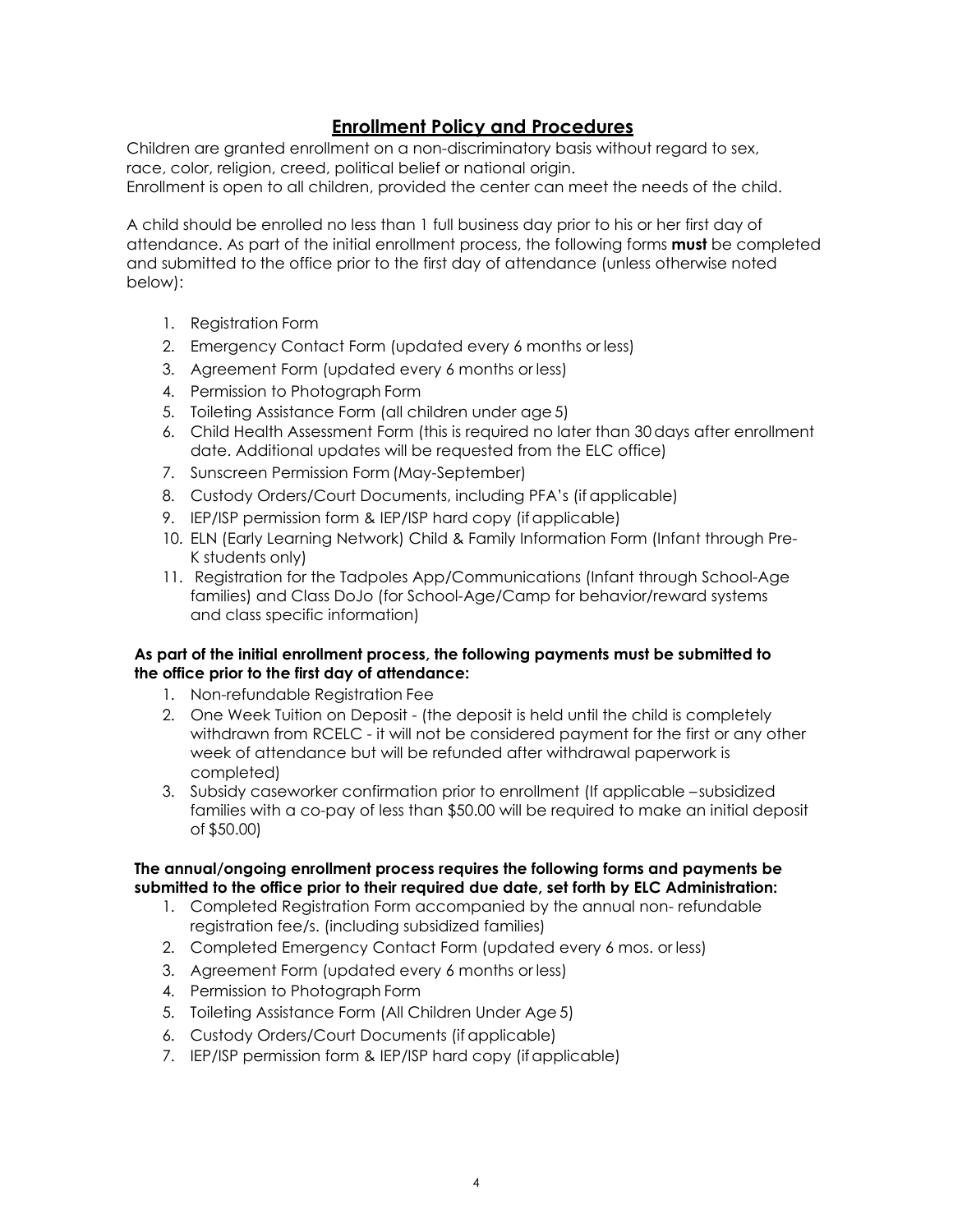## Enrollment Policy and Procedures

Children are granted enrollment on a non-discriminatory basis without regard to sex, race, color, religion, creed, political belief or national origin.
Enrollment is open to all children, provided the center can meet the needs of the child.

A child should be enrolled no less than 1 full business day prior to his or her first day of attendance. As part of the initial enrollment process, the following forms **must** be completed and submitted to the office prior to the first day of attendance (unless otherwise noted below):

1. Registration Form
2. Emergency Contact Form (updated every 6 months or less)
3. Agreement Form (updated every 6 months or less)
4. Permission to Photograph Form
5. Toileting Assistance Form (all children under age 5)
6. Child Health Assessment Form (this is required no later than 30 days after enrollment date. Additional updates will be requested from the ELC office)
7. Sunscreen Permission Form (May-September)
8. Custody Orders/Court Documents, including PFA's (if applicable)
9. IEP/ISP permission form & IEP/ISP hard copy (if applicable)
10. ELN (Early Learning Network) Child & Family Information Form (Infant through Pre-K students only)
11. Registration for the Tadpoles App/Communications (Infant through School-Age families) and Class DoJo (for School-Age/Camp for behavior/reward systems and class specific information)

**As part of the initial enrollment process, the following payments must be submitted to the office prior to the first day of attendance:**

1. Non-refundable Registration Fee
2. One Week Tuition on Deposit - (the deposit is held until the child is completely withdrawn from RCELC - it will not be considered payment for the first or any other week of attendance but will be refunded after withdrawal paperwork is completed)
3. Subsidy caseworker confirmation prior to enrollment (If applicable – subsidized families with a co-pay of less than $50.00 will be required to make an initial deposit of $50.00)

**The annual/ongoing enrollment process requires the following forms and payments be submitted to the office prior to their required due date, set forth by ELC Administration:**

1. Completed Registration Form accompanied by the annual non- refundable registration fee/s. (including subsidized families)
2. Completed Emergency Contact Form (updated every 6 mos. or less)
3. Agreement Form (updated every 6 months or less)
4. Permission to Photograph Form
5. Toileting Assistance Form (All Children Under Age 5)
6. Custody Orders/Court Documents (if applicable)
7. IEP/ISP permission form & IEP/ISP hard copy (if applicable)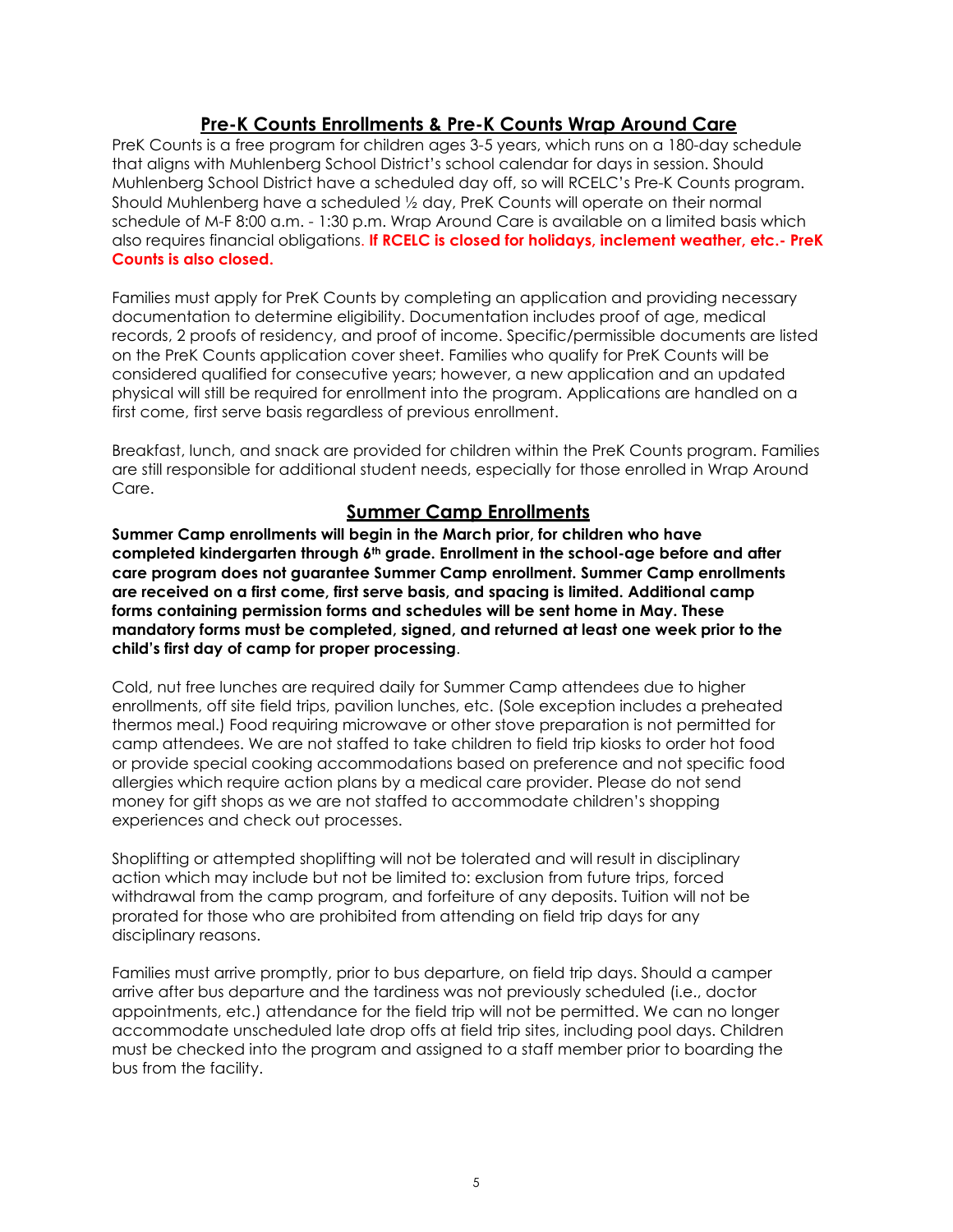## Pre-K Counts Enrollments & Pre-K Counts Wrap Around Care

PreK Counts is a free program for children ages 3-5 years, which runs on a 180-day schedule that aligns with Muhlenberg School District's school calendar for days in session. Should Muhlenberg School District have a scheduled day off, so will RCELC's Pre-K Counts program. Should Muhlenberg have a scheduled ½ day, PreK Counts will operate on their normal schedule of M-F 8:00 a.m. - 1:30 p.m. Wrap Around Care is available on a limited basis which also requires financial obligations. **If RCELC is closed for holidays, inclement weather, etc.- PreK Counts is also closed.**

Families must apply for PreK Counts by completing an application and providing necessary documentation to determine eligibility. Documentation includes proof of age, medical records, 2 proofs of residency, and proof of income. Specific/permissible documents are listed on the PreK Counts application cover sheet. Families who qualify for PreK Counts will be considered qualified for consecutive years; however, a new application and an updated physical will still be required for enrollment into the program. Applications are handled on a first come, first serve basis regardless of previous enrollment.

Breakfast, lunch, and snack are provided for children within the PreK Counts program. Families are still responsible for additional student needs, especially for those enrolled in Wrap Around Care.

## Summer Camp Enrollments

**Summer Camp enrollments will begin in the March prior, for children who have completed kindergarten through 6th grade. Enrollment in the school-age before and after care program does not guarantee Summer Camp enrollment. Summer Camp enrollments are received on a first come, first serve basis, and spacing is limited. Additional camp forms containing permission forms and schedules will be sent home in May. These mandatory forms must be completed, signed, and returned at least one week prior to the child's first day of camp for proper processing**.

Cold, nut free lunches are required daily for Summer Camp attendees due to higher enrollments, off site field trips, pavilion lunches, etc. (Sole exception includes a preheated thermos meal.) Food requiring microwave or other stove preparation is not permitted for camp attendees. We are not staffed to take children to field trip kiosks to order hot food or provide special cooking accommodations based on preference and not specific food allergies which require action plans by a medical care provider. Please do not send money for gift shops as we are not staffed to accommodate children's shopping experiences and check out processes.

Shoplifting or attempted shoplifting will not be tolerated and will result in disciplinary action which may include but not be limited to: exclusion from future trips, forced withdrawal from the camp program, and forfeiture of any deposits. Tuition will not be prorated for those who are prohibited from attending on field trip days for any disciplinary reasons.

Families must arrive promptly, prior to bus departure, on field trip days. Should a camper arrive after bus departure and the tardiness was not previously scheduled (i.e., doctor appointments, etc.) attendance for the field trip will not be permitted. We can no longer accommodate unscheduled late drop offs at field trip sites, including pool days. Children must be checked into the program and assigned to a staff member prior to boarding the bus from the facility.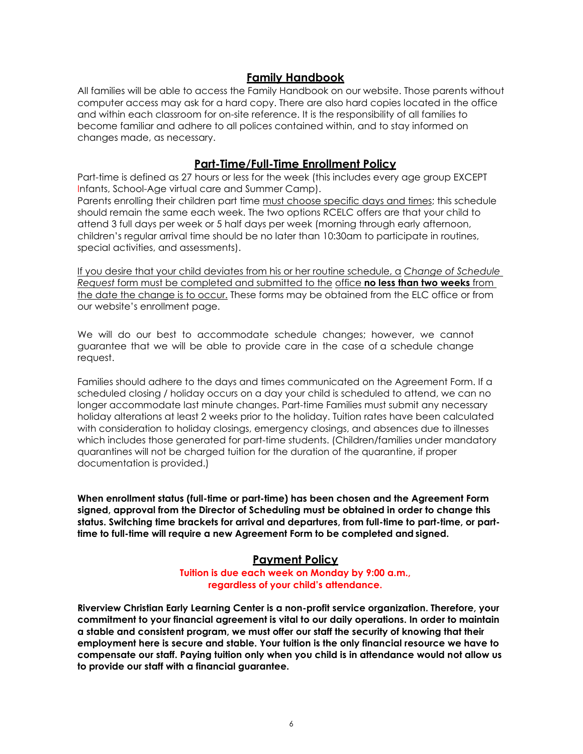## Family Handbook

All families will be able to access the Family Handbook on our website. Those parents without computer access may ask for a hard copy. There are also hard copies located in the office and within each classroom for on-site reference. It is the responsibility of all families to become familiar and adhere to all polices contained within, and to stay informed on changes made, as necessary.

## Part-Time/Full-Time Enrollment Policy

Part-time is defined as 27 hours or less for the week (this includes every age group EXCEPT Infants, School-Age virtual care and Summer Camp).

Parents enrolling their children part time must choose specific days and times; this schedule should remain the same each week. The two options RCELC offers are that your child to attend 3 full days per week or 5 half days per week (morning through early afternoon, children's regular arrival time should be no later than 10:30am to participate in routines, special activities, and assessments).

If you desire that your child deviates from his or her routine schedule, a *Change of Schedule Request* form must be completed and submitted to the office **no less than two weeks** from the date the change is to occur. These forms may be obtained from the ELC office or from our website's enrollment page.

We will do our best to accommodate schedule changes; however, we cannot guarantee that we will be able to provide care in the case of a schedule change request.

Families should adhere to the days and times communicated on the Agreement Form. If a scheduled closing / holiday occurs on a day your child is scheduled to attend, we can no longer accommodate last minute changes. Part-time Families must submit any necessary holiday alterations at least 2 weeks prior to the holiday. Tuition rates have been calculated with consideration to holiday closings, emergency closings, and absences due to illnesses which includes those generated for part-time students. (Children/families under mandatory quarantines will not be charged tuition for the duration of the quarantine, if proper documentation is provided.)

**When enrollment status (full-time or part-time) has been chosen and the Agreement Form signed, approval from the Director of Scheduling must be obtained in order to change this status. Switching time brackets for arrival and departures, from full-time to part-time, or part-time to full-time will require a new Agreement Form to be completed and signed.**

## Payment Policy

**Tuition is due each week on Monday by 9:00 a.m., regardless of your child's attendance.**

**Riverview Christian Early Learning Center is a non-profit service organization. Therefore, your commitment to your financial agreement is vital to our daily operations. In order to maintain a stable and consistent program, we must offer our staff the security of knowing that their employment here is secure and stable. Your tuition is the only financial resource we have to compensate our staff. Paying tuition only when you child is in attendance would not allow us to provide our staff with a financial guarantee.**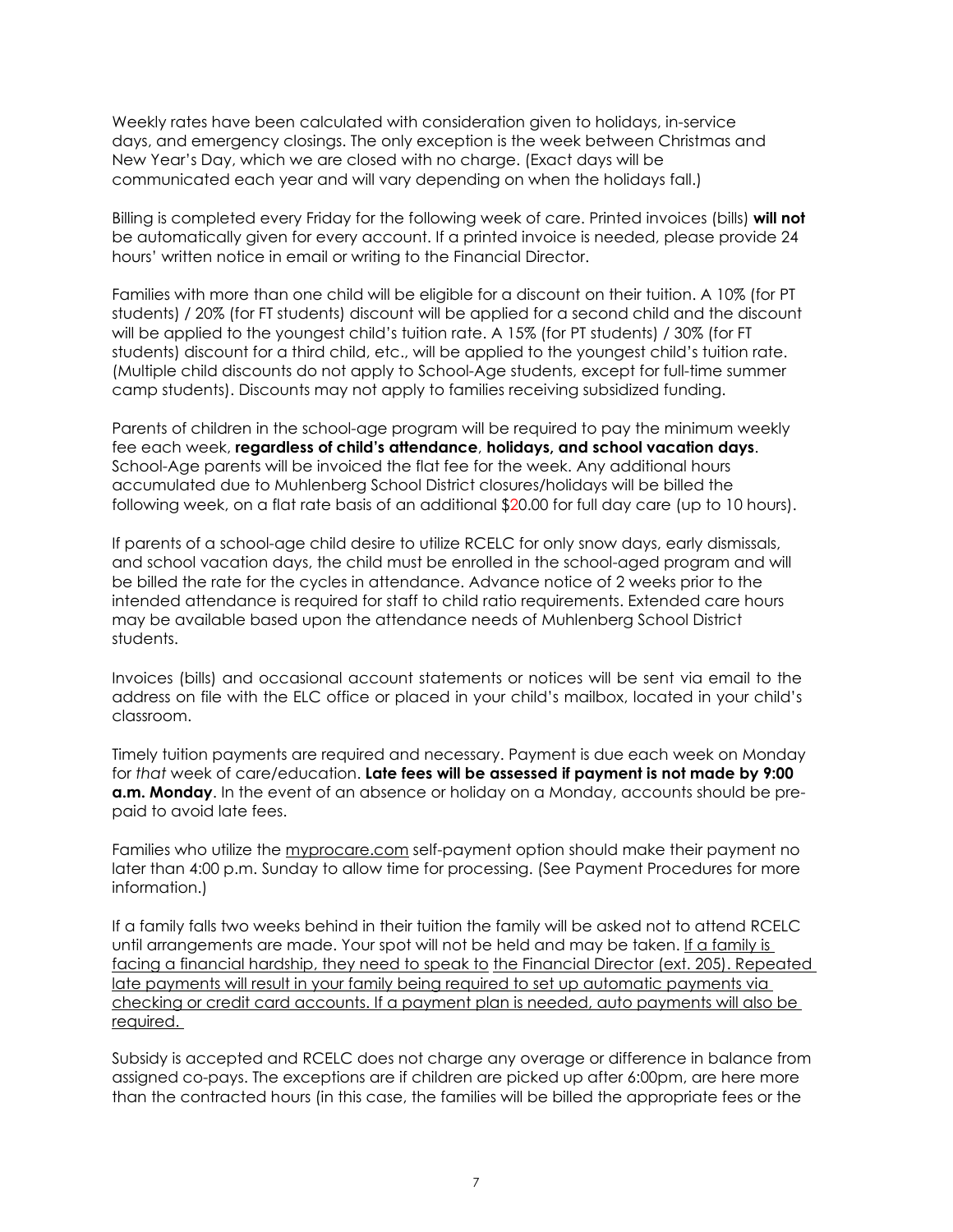Weekly rates have been calculated with consideration given to holidays, in-service days, and emergency closings. The only exception is the week between Christmas and New Year's Day, which we are closed with no charge. (Exact days will be communicated each year and will vary depending on when the holidays fall.)

Billing is completed every Friday for the following week of care. Printed invoices (bills) **will not** be automatically given for every account. If a printed invoice is needed, please provide 24 hours' written notice in email or writing to the Financial Director.

Families with more than one child will be eligible for a discount on their tuition. A 10% (for PT students) / 20% (for FT students) discount will be applied for a second child and the discount will be applied to the youngest child's tuition rate. A 15% (for PT students) / 30% (for FT students) discount for a third child, etc., will be applied to the youngest child's tuition rate. (Multiple child discounts do not apply to School-Age students, except for full-time summer camp students). Discounts may not apply to families receiving subsidized funding.

Parents of children in the school-age program will be required to pay the minimum weekly fee each week, **regardless of child's attendance**, **holidays, and school vacation days**. School-Age parents will be invoiced the flat fee for the week. Any additional hours accumulated due to Muhlenberg School District closures/holidays will be billed the following week, on a flat rate basis of an additional $20.00 for full day care (up to 10 hours).

If parents of a school-age child desire to utilize RCELC for only snow days, early dismissals, and school vacation days, the child must be enrolled in the school-aged program and will be billed the rate for the cycles in attendance. Advance notice of 2 weeks prior to the intended attendance is required for staff to child ratio requirements. Extended care hours may be available based upon the attendance needs of Muhlenberg School District students.

Invoices (bills) and occasional account statements or notices will be sent via email to the address on file with the ELC office or placed in your child's mailbox, located in your child's classroom.

Timely tuition payments are required and necessary. Payment is due each week on Monday for *that* week of care/education. **Late fees will be assessed if payment is not made by 9:00 a.m. Monday**. In the event of an absence or holiday on a Monday, accounts should be pre-paid to avoid late fees.

Families who utilize the myprocare.com self-payment option should make their payment no later than 4:00 p.m. Sunday to allow time for processing. (See Payment Procedures for more information.)

If a family falls two weeks behind in their tuition the family will be asked not to attend RCELC until arrangements are made. Your spot will not be held and may be taken. If a family is facing a financial hardship, they need to speak to the Financial Director (ext. 205). Repeated late payments will result in your family being required to set up automatic payments via checking or credit card accounts. If a payment plan is needed, auto payments will also be required.

Subsidy is accepted and RCELC does not charge any overage or difference in balance from assigned co-pays. The exceptions are if children are picked up after 6:00pm, are here more than the contracted hours (in this case, the families will be billed the appropriate fees or the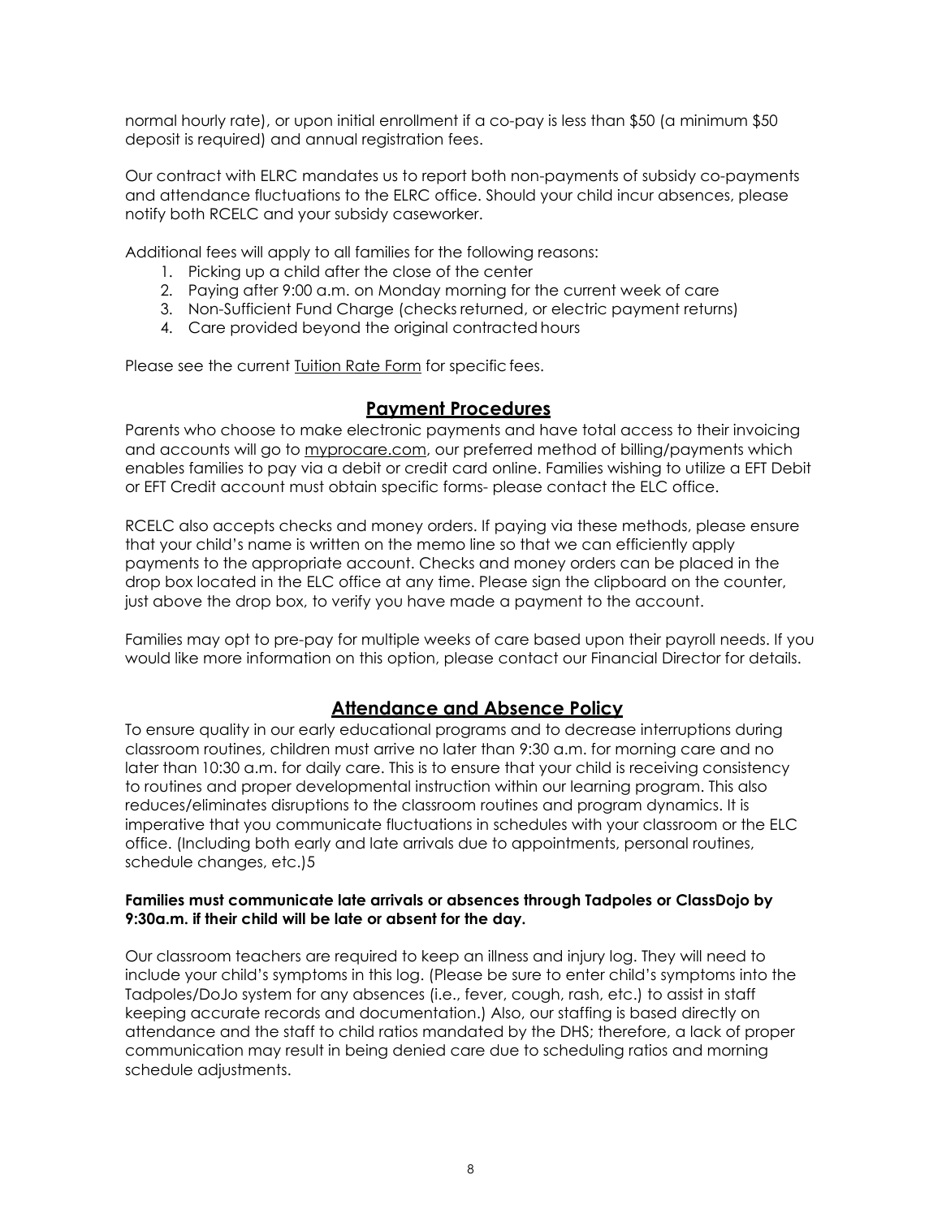normal hourly rate), or upon initial enrollment if a co-pay is less than $50 (a minimum $50 deposit is required) and annual registration fees.

Our contract with ELRC mandates us to report both non-payments of subsidy co-payments and attendance fluctuations to the ELRC office. Should your child incur absences, please notify both RCELC and your subsidy caseworker.

Additional fees will apply to all families for the following reasons:

1. Picking up a child after the close of the center
2. Paying after 9:00 a.m. on Monday morning for the current week of care
3. Non-Sufficient Fund Charge (checks returned, or electric payment returns)
4. Care provided beyond the original contracted hours

Please see the current Tuition Rate Form for specific fees.

## Payment Procedures

Parents who choose to make electronic payments and have total access to their invoicing and accounts will go to myprocare.com, our preferred method of billing/payments which enables families to pay via a debit or credit card online. Families wishing to utilize a EFT Debit or EFT Credit account must obtain specific forms- please contact the ELC office.

RCELC also accepts checks and money orders. If paying via these methods, please ensure that your child's name is written on the memo line so that we can efficiently apply payments to the appropriate account. Checks and money orders can be placed in the drop box located in the ELC office at any time. Please sign the clipboard on the counter, just above the drop box, to verify you have made a payment to the account.

Families may opt to pre-pay for multiple weeks of care based upon their payroll needs. If you would like more information on this option, please contact our Financial Director for details.

## Attendance and Absence Policy

To ensure quality in our early educational programs and to decrease interruptions during classroom routines, children must arrive no later than 9:30 a.m. for morning care and no later than 10:30 a.m. for daily care. This is to ensure that your child is receiving consistency to routines and proper developmental instruction within our learning program. This also reduces/eliminates disruptions to the classroom routines and program dynamics. It is imperative that you communicate fluctuations in schedules with your classroom or the ELC office. (Including both early and late arrivals due to appointments, personal routines, schedule changes, etc.)5

**Families must communicate late arrivals or absences through Tadpoles or ClassDojo by 9:30a.m. if their child will be late or absent for the day.**

Our classroom teachers are required to keep an illness and injury log. They will need to include your child's symptoms in this log. (Please be sure to enter child's symptoms into the Tadpoles/DoJo system for any absences (i.e., fever, cough, rash, etc.) to assist in staff keeping accurate records and documentation.) Also, our staffing is based directly on attendance and the staff to child ratios mandated by the DHS; therefore, a lack of proper communication may result in being denied care due to scheduling ratios and morning schedule adjustments.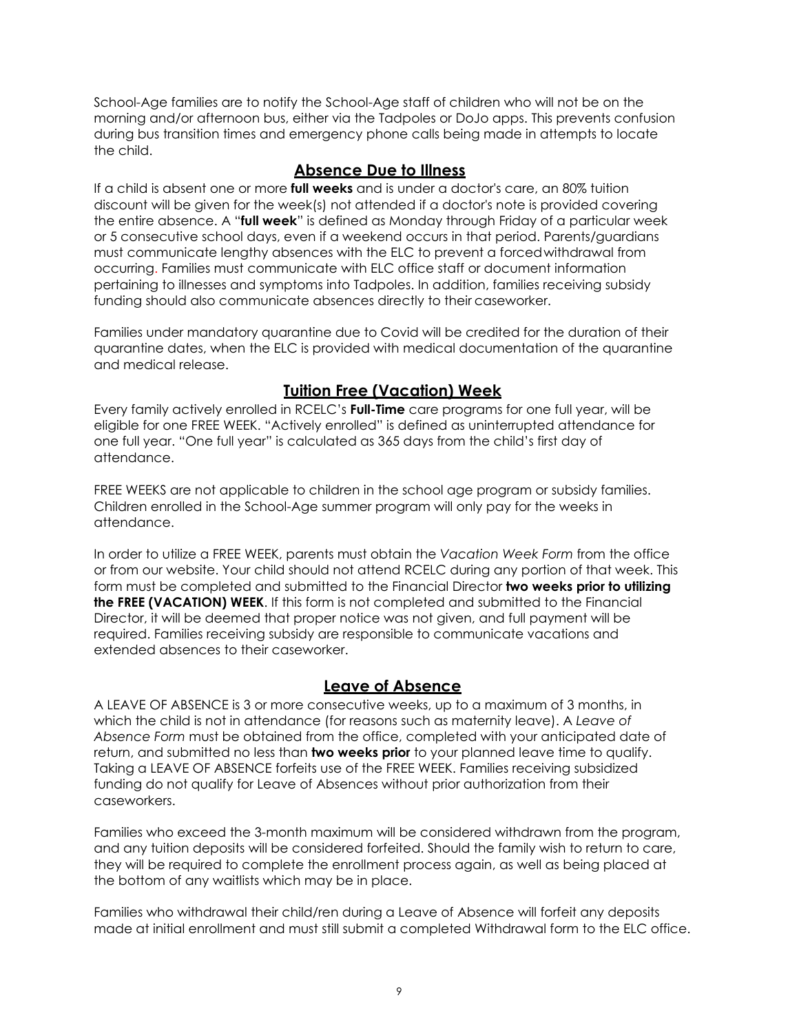School-Age families are to notify the School-Age staff of children who will not be on the morning and/or afternoon bus, either via the Tadpoles or DoJo apps. This prevents confusion during bus transition times and emergency phone calls being made in attempts to locate the child.

## Absence Due to Illness

If a child is absent one or more **full weeks** and is under a doctor's care, an 80% tuition discount will be given for the week(s) not attended if a doctor's note is provided covering the entire absence. A "**full week**" is defined as Monday through Friday of a particular week or 5 consecutive school days, even if a weekend occurs in that period. Parents/guardians must communicate lengthy absences with the ELC to prevent a forced withdrawal from occurring. Families must communicate with ELC office staff or document information pertaining to illnesses and symptoms into Tadpoles. In addition, families receiving subsidy funding should also communicate absences directly to their caseworker.

Families under mandatory quarantine due to Covid will be credited for the duration of their quarantine dates, when the ELC is provided with medical documentation of the quarantine and medical release.

## Tuition Free (Vacation) Week

Every family actively enrolled in RCELC's **Full-Time** care programs for one full year, will be eligible for one FREE WEEK. "Actively enrolled" is defined as uninterrupted attendance for one full year. "One full year" is calculated as 365 days from the child's first day of attendance.

FREE WEEKS are not applicable to children in the school age program or subsidy families. Children enrolled in the School-Age summer program will only pay for the weeks in attendance.

In order to utilize a FREE WEEK, parents must obtain the *Vacation Week Form* from the office or from our website. Your child should not attend RCELC during any portion of that week. This form must be completed and submitted to the Financial Director **two weeks prior to utilizing the FREE (VACATION) WEEK**. If this form is not completed and submitted to the Financial Director, it will be deemed that proper notice was not given, and full payment will be required. Families receiving subsidy are responsible to communicate vacations and extended absences to their caseworker.

## Leave of Absence

A LEAVE OF ABSENCE is 3 or more consecutive weeks, up to a maximum of 3 months, in which the child is not in attendance (for reasons such as maternity leave). A *Leave of Absence Form* must be obtained from the office, completed with your anticipated date of return, and submitted no less than **two weeks prior** to your planned leave time to qualify. Taking a LEAVE OF ABSENCE forfeits use of the FREE WEEK. Families receiving subsidized funding do not qualify for Leave of Absences without prior authorization from their caseworkers.

Families who exceed the 3-month maximum will be considered withdrawn from the program, and any tuition deposits will be considered forfeited. Should the family wish to return to care, they will be required to complete the enrollment process again, as well as being placed at the bottom of any waitlists which may be in place.

Families who withdrawal their child/ren during a Leave of Absence will forfeit any deposits made at initial enrollment and must still submit a completed Withdrawal form to the ELC office.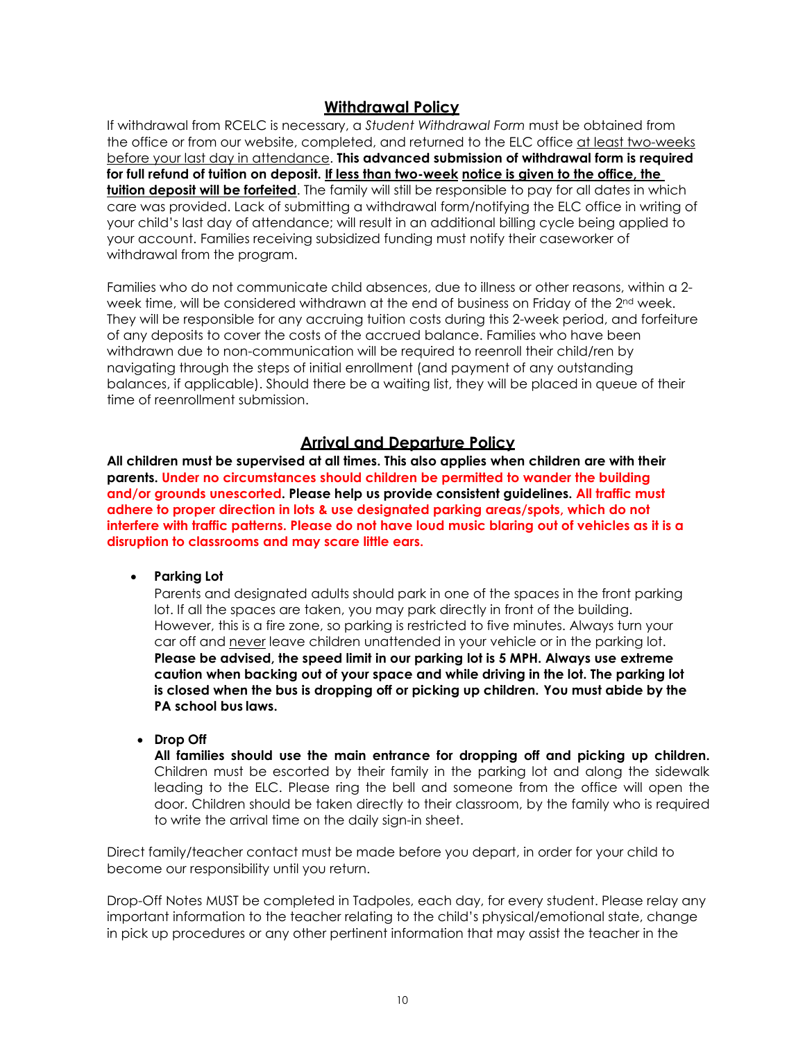## Withdrawal Policy

If withdrawal from RCELC is necessary, a *Student Withdrawal Form* must be obtained from the office or from our website, completed, and returned to the ELC office at least two-weeks before your last day in attendance. **This advanced submission of withdrawal form is required for full refund of tuition on deposit. If less than two-week notice is given to the office, the tuition deposit will be forfeited**. The family will still be responsible to pay for all dates in which care was provided. Lack of submitting a withdrawal form/notifying the ELC office in writing of your child's last day of attendance; will result in an additional billing cycle being applied to your account. Families receiving subsidized funding must notify their caseworker of withdrawal from the program.

Families who do not communicate child absences, due to illness or other reasons, within a 2-week time, will be considered withdrawn at the end of business on Friday of the 2nd week. They will be responsible for any accruing tuition costs during this 2-week period, and forfeiture of any deposits to cover the costs of the accrued balance. Families who have been withdrawn due to non-communication will be required to reenroll their child/ren by navigating through the steps of initial enrollment (and payment of any outstanding balances, if applicable). Should there be a waiting list, they will be placed in queue of their time of reenrollment submission.

## Arrival and Departure Policy

**All children must be supervised at all times. This also applies when children are with their parents. Under no circumstances should children be permitted to wander the building and/or grounds unescorted. Please help us provide consistent guidelines. All traffic must adhere to proper direction in lots & use designated parking areas/spots, which do not interfere with traffic patterns. Please do not have loud music blaring out of vehicles as it is a disruption to classrooms and may scare little ears.**

- **Parking Lot**
  Parents and designated adults should park in one of the spaces in the front parking lot. If all the spaces are taken, you may park directly in front of the building. However, this is a fire zone, so parking is restricted to five minutes. Always turn your car off and never leave children unattended in your vehicle or in the parking lot. **Please be advised, the speed limit in our parking lot is 5 MPH. Always use extreme caution when backing out of your space and while driving in the lot. The parking lot is closed when the bus is dropping off or picking up children. You must abide by the PA school bus laws.**

- **Drop Off**
  **All families should use the main entrance for dropping off and picking up children.** Children must be escorted by their family in the parking lot and along the sidewalk leading to the ELC. Please ring the bell and someone from the office will open the door. Children should be taken directly to their classroom, by the family who is required to write the arrival time on the daily sign-in sheet.

Direct family/teacher contact must be made before you depart, in order for your child to become our responsibility until you return.

Drop-Off Notes MUST be completed in Tadpoles, each day, for every student. Please relay any important information to the teacher relating to the child's physical/emotional state, change in pick up procedures or any other pertinent information that may assist the teacher in the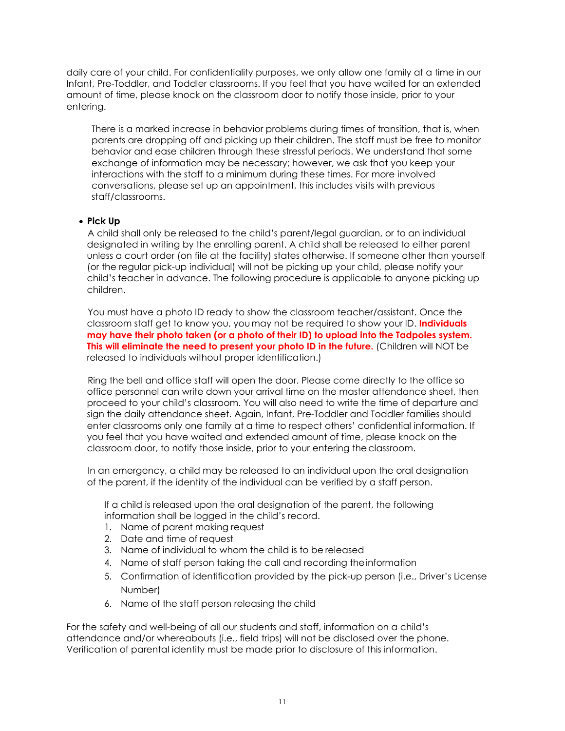daily care of your child. For confidentiality purposes, we only allow one family at a time in our Infant, Pre-Toddler, and Toddler classrooms. If you feel that you have waited for an extended amount of time, please knock on the classroom door to notify those inside, prior to your entering.

There is a marked increase in behavior problems during times of transition, that is, when parents are dropping off and picking up their children. The staff must be free to monitor behavior and ease children through these stressful periods. We understand that some exchange of information may be necessary; however, we ask that you keep your interactions with the staff to a minimum during these times. For more involved conversations, please set up an appointment, this includes visits with previous staff/classrooms.

- **Pick Up**

A child shall only be released to the child's parent/legal guardian, or to an individual designated in writing by the enrolling parent. A child shall be released to either parent unless a court order (on file at the facility) states otherwise. If someone other than yourself (or the regular pick-up individual) will not be picking up your child, please notify your child's teacher in advance. The following procedure is applicable to anyone picking up children.

You must have a photo ID ready to show the classroom teacher/assistant. Once the classroom staff get to know you, you may not be required to show your ID. **Individuals may have their photo taken (or a photo of their ID) to upload into the Tadpoles system. This will eliminate the need to present your photo ID in the future.** (Children will NOT be released to individuals without proper identification.)

Ring the bell and office staff will open the door. Please come directly to the office so office personnel can write down your arrival time on the master attendance sheet, then proceed to your child's classroom. You will also need to write the time of departure and sign the daily attendance sheet. Again, Infant, Pre-Toddler and Toddler families should enter classrooms only one family at a time to respect others' confidential information. If you feel that you have waited and extended amount of time, please knock on the classroom door, to notify those inside, prior to your entering the classroom.

In an emergency, a child may be released to an individual upon the oral designation of the parent, if the identity of the individual can be verified by a staff person.

If a child is released upon the oral designation of the parent, the following information shall be logged in the child's record.

1. Name of parent making request
2. Date and time of request
3. Name of individual to whom the child is to be released
4. Name of staff person taking the call and recording the information
5. Confirmation of identification provided by the pick-up person (i.e., Driver's License Number)
6. Name of the staff person releasing the child

For the safety and well-being of all our students and staff, information on a child's attendance and/or whereabouts (i.e., field trips) will not be disclosed over the phone. Verification of parental identity must be made prior to disclosure of this information.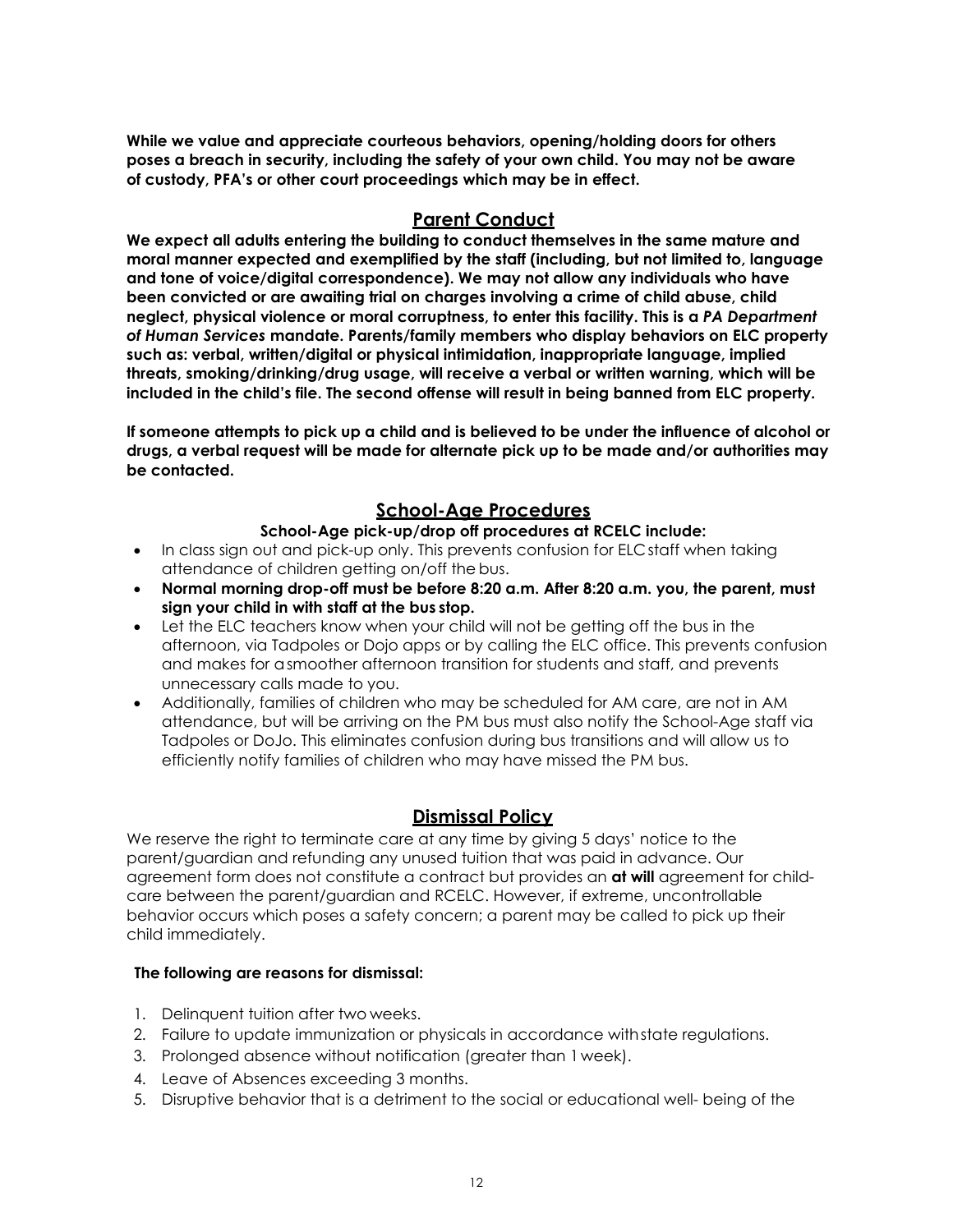**While we value and appreciate courteous behaviors, opening/holding doors for others poses a breach in security, including the safety of your own child. You may not be aware of custody, PFA's or other court proceedings which may be in effect.**

## Parent Conduct

**We expect all adults entering the building to conduct themselves in the same mature and moral manner expected and exemplified by the staff (including, but not limited to, language and tone of voice/digital correspondence). We may not allow any individuals who have been convicted or are awaiting trial on charges involving a crime of child abuse, child neglect, physical violence or moral corruptness, to enter this facility. This is a *PA Department of Human Services* mandate. Parents/family members who display behaviors on ELC property such as: verbal, written/digital or physical intimidation, inappropriate language, implied threats, smoking/drinking/drug usage, will receive a verbal or written warning, which will be included in the child's file. The second offense will result in being banned from ELC property.**

**If someone attempts to pick up a child and is believed to be under the influence of alcohol or drugs, a verbal request will be made for alternate pick up to be made and/or authorities may be contacted.**

## School-Age Procedures

**School-Age pick-up/drop off procedures at RCELC include:**

- In class sign out and pick-up only. This prevents confusion for ELC staff when taking attendance of children getting on/off the bus.
- **Normal morning drop-off must be before 8:20 a.m. After 8:20 a.m. you, the parent, must sign your child in with staff at the bus stop.**
- Let the ELC teachers know when your child will not be getting off the bus in the afternoon, via Tadpoles or Dojo apps or by calling the ELC office. This prevents confusion and makes for a smoother afternoon transition for students and staff, and prevents unnecessary calls made to you.
- Additionally, families of children who may be scheduled for AM care, are not in AM attendance, but will be arriving on the PM bus must also notify the School-Age staff via Tadpoles or DoJo. This eliminates confusion during bus transitions and will allow us to efficiently notify families of children who may have missed the PM bus.

## Dismissal Policy

We reserve the right to terminate care at any time by giving 5 days' notice to the parent/guardian and refunding any unused tuition that was paid in advance. Our agreement form does not constitute a contract but provides an **at will** agreement for child-care between the parent/guardian and RCELC. However, if extreme, uncontrollable behavior occurs which poses a safety concern; a parent may be called to pick up their child immediately.

**The following are reasons for dismissal:**

1. Delinquent tuition after two weeks.
2. Failure to update immunization or physicals in accordance with state regulations.
3. Prolonged absence without notification (greater than 1 week).
4. Leave of Absences exceeding 3 months.
5. Disruptive behavior that is a detriment to the social or educational well- being of the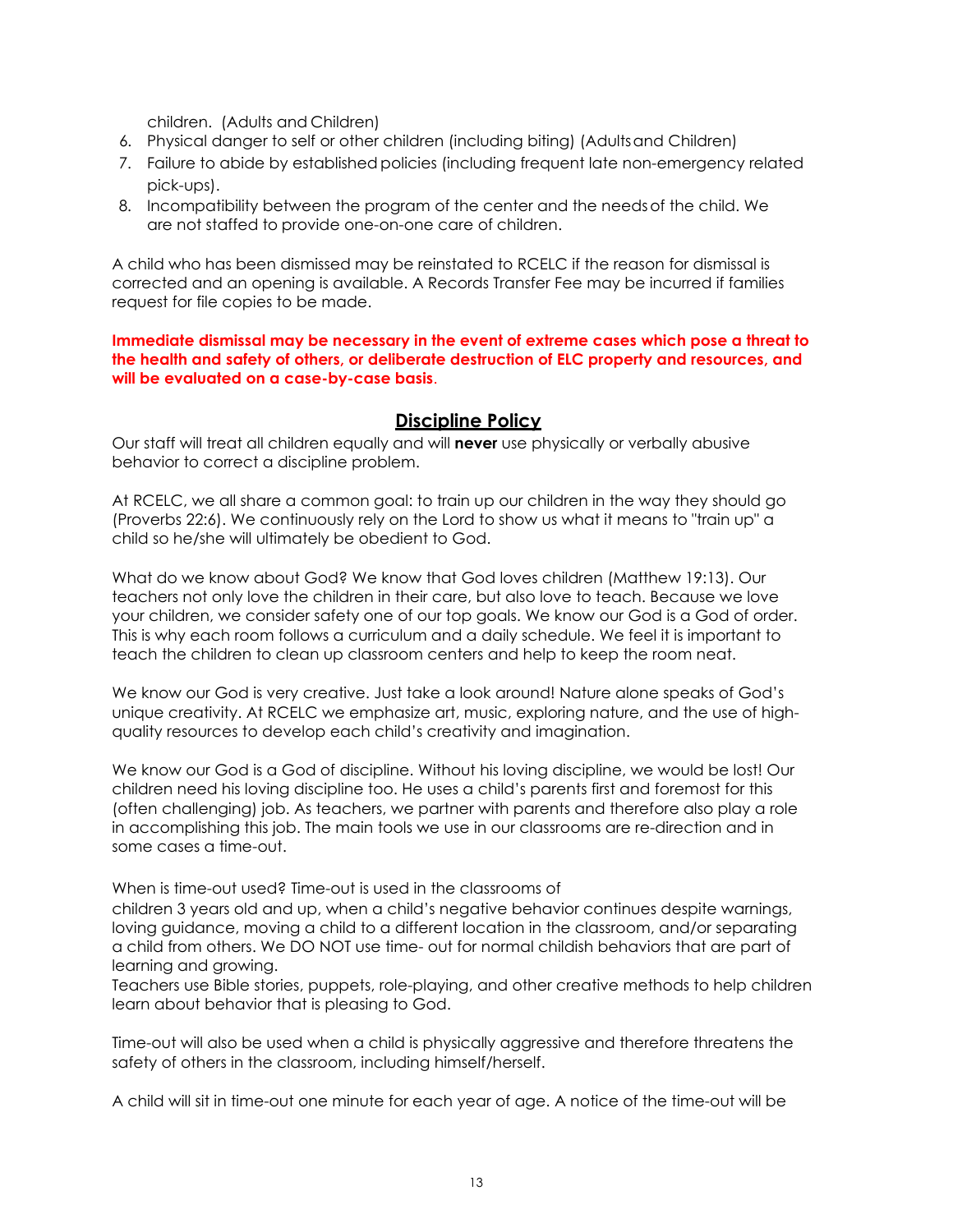children. (Adults and Children)

6. Physical danger to self or other children (including biting) (Adults and Children)
7. Failure to abide by established policies (including frequent late non-emergency related pick-ups).
8. Incompatibility between the program of the center and the needs of the child. We are not staffed to provide one-on-one care of children.

A child who has been dismissed may be reinstated to RCELC if the reason for dismissal is corrected and an opening is available. A Records Transfer Fee may be incurred if families request for file copies to be made.

**Immediate dismissal may be necessary in the event of extreme cases which pose a threat to the health and safety of others, or deliberate destruction of ELC property and resources, and will be evaluated on a case-by-case basis**.

## Discipline Policy

Our staff will treat all children equally and will **never** use physically or verbally abusive behavior to correct a discipline problem.

At RCELC, we all share a common goal: to train up our children in the way they should go (Proverbs 22:6). We continuously rely on the Lord to show us what it means to "train up" a child so he/she will ultimately be obedient to God.

What do we know about God? We know that God loves children (Matthew 19:13). Our teachers not only love the children in their care, but also love to teach. Because we love your children, we consider safety one of our top goals. We know our God is a God of order. This is why each room follows a curriculum and a daily schedule. We feel it is important to teach the children to clean up classroom centers and help to keep the room neat.

We know our God is very creative. Just take a look around! Nature alone speaks of God's unique creativity. At RCELC we emphasize art, music, exploring nature, and the use of high-quality resources to develop each child's creativity and imagination.

We know our God is a God of discipline. Without his loving discipline, we would be lost! Our children need his loving discipline too. He uses a child's parents first and foremost for this (often challenging) job. As teachers, we partner with parents and therefore also play a role in accomplishing this job. The main tools we use in our classrooms are re-direction and in some cases a time-out.

When is time-out used? Time-out is used in the classrooms of children 3 years old and up, when a child's negative behavior continues despite warnings, loving guidance, moving a child to a different location in the classroom, and/or separating a child from others. We DO NOT use time- out for normal childish behaviors that are part of learning and growing.
Teachers use Bible stories, puppets, role-playing, and other creative methods to help children learn about behavior that is pleasing to God.

Time-out will also be used when a child is physically aggressive and therefore threatens the safety of others in the classroom, including himself/herself.

A child will sit in time-out one minute for each year of age. A notice of the time-out will be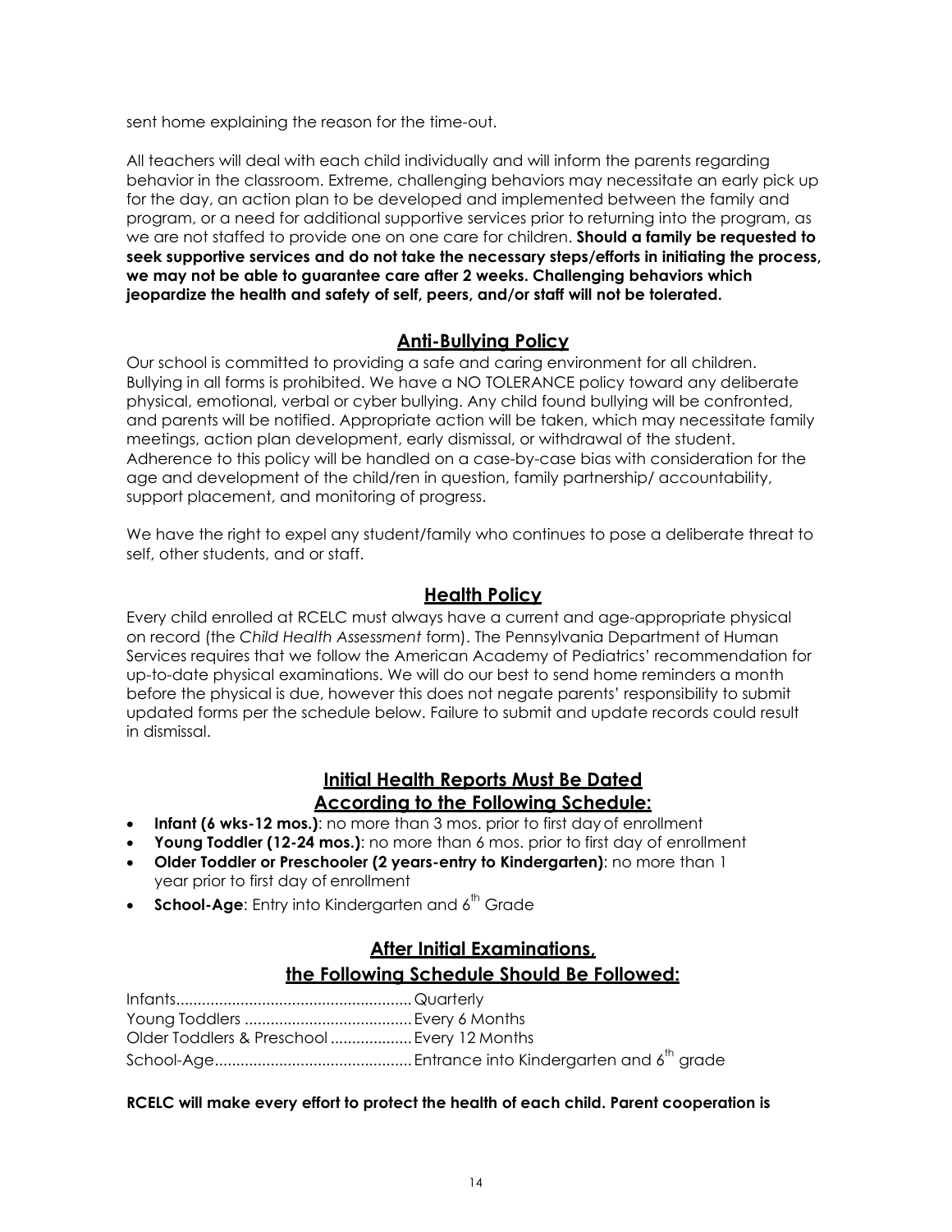sent home explaining the reason for the time-out.

All teachers will deal with each child individually and will inform the parents regarding behavior in the classroom. Extreme, challenging behaviors may necessitate an early pick up for the day, an action plan to be developed and implemented between the family and program, or a need for additional supportive services prior to returning into the program, as we are not staffed to provide one on one care for children. **Should a family be requested to seek supportive services and do not take the necessary steps/efforts in initiating the process, we may not be able to guarantee care after 2 weeks. Challenging behaviors which jeopardize the health and safety of self, peers, and/or staff will not be tolerated.**

## Anti-Bullying Policy

Our school is committed to providing a safe and caring environment for all children. Bullying in all forms is prohibited. We have a NO TOLERANCE policy toward any deliberate physical, emotional, verbal or cyber bullying. Any child found bullying will be confronted, and parents will be notified. Appropriate action will be taken, which may necessitate family meetings, action plan development, early dismissal, or withdrawal of the student. Adherence to this policy will be handled on a case-by-case bias with consideration for the age and development of the child/ren in question, family partnership/ accountability, support placement, and monitoring of progress.

We have the right to expel any student/family who continues to pose a deliberate threat to self, other students, and or staff.

## Health Policy

Every child enrolled at RCELC must always have a current and age-appropriate physical on record (the *Child Health Assessment* form). The Pennsylvania Department of Human Services requires that we follow the American Academy of Pediatrics' recommendation for up-to-date physical examinations. We will do our best to send home reminders a month before the physical is due, however this does not negate parents' responsibility to submit updated forms per the schedule below. Failure to submit and update records could result in dismissal.

## Initial Health Reports Must Be Dated According to the Following Schedule:

- **Infant (6 wks-12 mos.)**: no more than 3 mos. prior to first day of enrollment
- **Young Toddler (12-24 mos.)**: no more than 6 mos. prior to first day of enrollment
- **Older Toddler or Preschooler (2 years-entry to Kindergarten)**: no more than 1 year prior to first day of enrollment
- **School-Age**: Entry into Kindergarten and 6th Grade

## After Initial Examinations, the Following Schedule Should Be Followed:

Infants........................................................ Quarterly
Young Toddlers ........................................ Every 6 Months
Older Toddlers & Preschool ................... Every 12 Months
School-Age.............................................. Entrance into Kindergarten and 6th grade

**RCELC will make every effort to protect the health of each child. Parent cooperation is**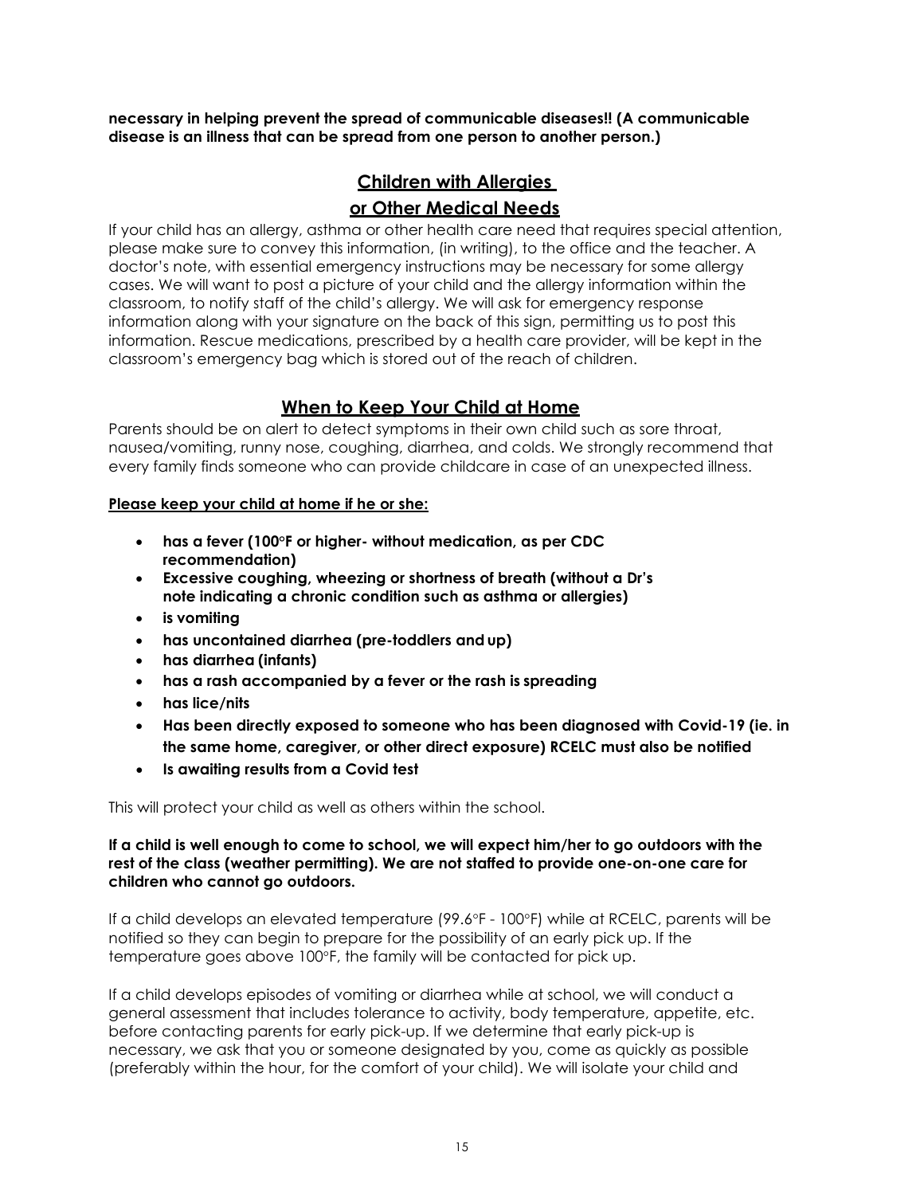**necessary in helping prevent the spread of communicable diseases!! (A communicable disease is an illness that can be spread from one person to another person.)**

## Children with Allergies or Other Medical Needs

If your child has an allergy, asthma or other health care need that requires special attention, please make sure to convey this information, (in writing), to the office and the teacher. A doctor's note, with essential emergency instructions may be necessary for some allergy cases. We will want to post a picture of your child and the allergy information within the classroom, to notify staff of the child's allergy. We will ask for emergency response information along with your signature on the back of this sign, permitting us to post this information. Rescue medications, prescribed by a health care provider, will be kept in the classroom's emergency bag which is stored out of the reach of children.

## When to Keep Your Child at Home

Parents should be on alert to detect symptoms in their own child such as sore throat, nausea/vomiting, runny nose, coughing, diarrhea, and colds. We strongly recommend that every family finds someone who can provide childcare in case of an unexpected illness.

**Please keep your child at home if he or she:**

- **has a fever (100°F or higher- without medication, as per CDC recommendation)**
- **Excessive coughing, wheezing or shortness of breath (without a Dr's note indicating a chronic condition such as asthma or allergies)**
- **is vomiting**
- **has uncontained diarrhea (pre-toddlers and up)**
- **has diarrhea (infants)**
- **has a rash accompanied by a fever or the rash is spreading**
- **has lice/nits**
- **Has been directly exposed to someone who has been diagnosed with Covid-19 (ie. in the same home, caregiver, or other direct exposure) RCELC must also be notified**
- **Is awaiting results from a Covid test**

This will protect your child as well as others within the school.

**If a child is well enough to come to school, we will expect him/her to go outdoors with the rest of the class (weather permitting). We are not staffed to provide one-on-one care for children who cannot go outdoors.**

If a child develops an elevated temperature (99.6°F - 100°F) while at RCELC, parents will be notified so they can begin to prepare for the possibility of an early pick up. If the temperature goes above 100°F, the family will be contacted for pick up.

If a child develops episodes of vomiting or diarrhea while at school, we will conduct a general assessment that includes tolerance to activity, body temperature, appetite, etc. before contacting parents for early pick-up. If we determine that early pick-up is necessary, we ask that you or someone designated by you, come as quickly as possible (preferably within the hour, for the comfort of your child). We will isolate your child and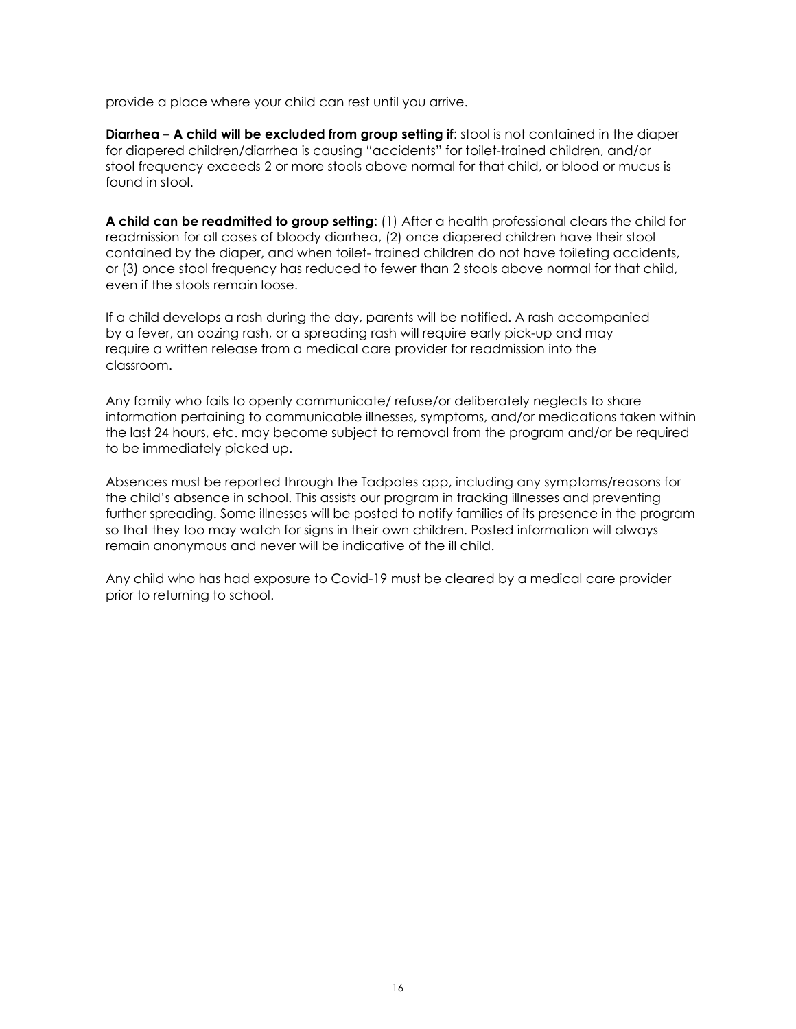provide a place where your child can rest until you arrive.

**Diarrhea** – **A child will be excluded from group setting if**: stool is not contained in the diaper for diapered children/diarrhea is causing "accidents" for toilet-trained children, and/or stool frequency exceeds 2 or more stools above normal for that child, or blood or mucus is found in stool.

**A child can be readmitted to group setting**: (1) After a health professional clears the child for readmission for all cases of bloody diarrhea, (2) once diapered children have their stool contained by the diaper, and when toilet- trained children do not have toileting accidents, or (3) once stool frequency has reduced to fewer than 2 stools above normal for that child, even if the stools remain loose.

If a child develops a rash during the day, parents will be notified. A rash accompanied by a fever, an oozing rash, or a spreading rash will require early pick-up and may require a written release from a medical care provider for readmission into the classroom.

Any family who fails to openly communicate/ refuse/or deliberately neglects to share information pertaining to communicable illnesses, symptoms, and/or medications taken within the last 24 hours, etc. may become subject to removal from the program and/or be required to be immediately picked up.

Absences must be reported through the Tadpoles app, including any symptoms/reasons for the child's absence in school. This assists our program in tracking illnesses and preventing further spreading. Some illnesses will be posted to notify families of its presence in the program so that they too may watch for signs in their own children. Posted information will always remain anonymous and never will be indicative of the ill child.

Any child who has had exposure to Covid-19 must be cleared by a medical care provider prior to returning to school.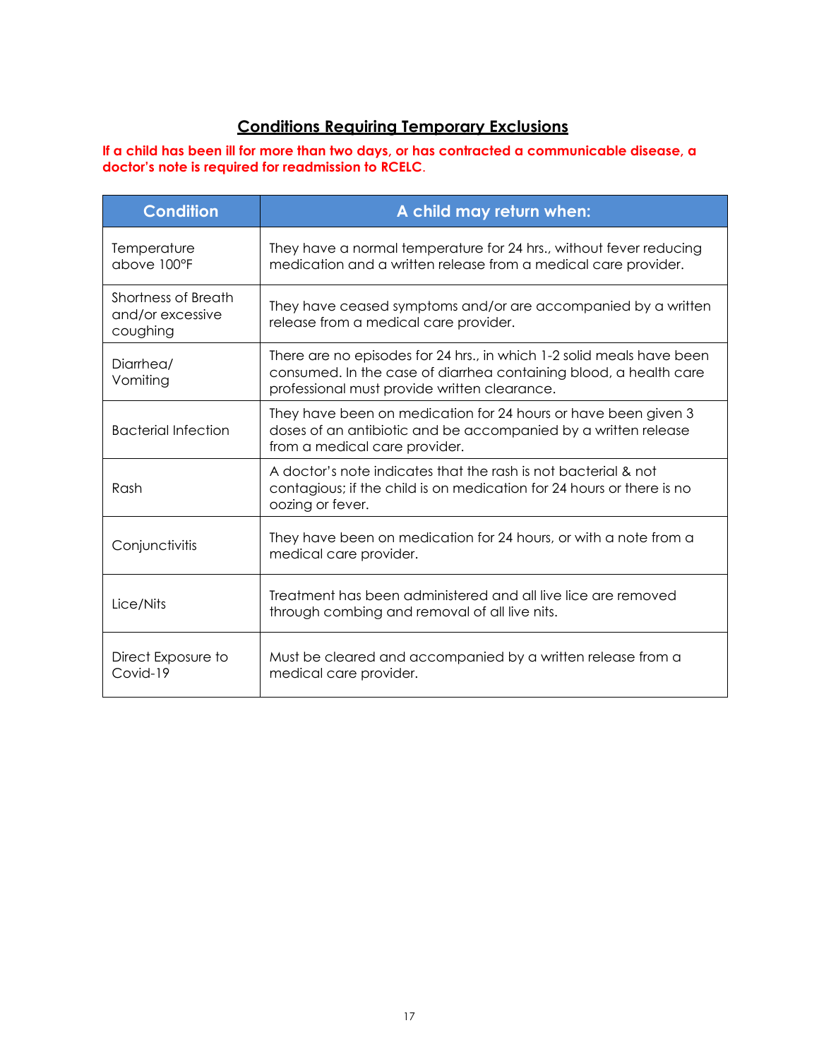## Conditions Requiring Temporary Exclusions

**If a child has been ill for more than two days, or has contracted a communicable disease, a doctor's note is required for readmission to RCELC.**

| Condition | A child may return when: |
| --- | --- |
| Temperature above 100°F | They have a normal temperature for 24 hrs., without fever reducing medication and a written release from a medical care provider. |
| Shortness of Breath and/or excessive coughing | They have ceased symptoms and/or are accompanied by a written release from a medical care provider. |
| Diarrhea/ Vomiting | There are no episodes for 24 hrs., in which 1-2 solid meals have been consumed. In the case of diarrhea containing blood, a health care professional must provide written clearance. |
| Bacterial Infection | They have been on medication for 24 hours or have been given 3 doses of an antibiotic and be accompanied by a written release from a medical care provider. |
| Rash | A doctor's note indicates that the rash is not bacterial & not contagious; if the child is on medication for 24 hours or there is no oozing or fever. |
| Conjunctivitis | They have been on medication for 24 hours, or with a note from a medical care provider. |
| Lice/Nits | Treatment has been administered and all live lice are removed through combing and removal of all live nits. |
| Direct Exposure to Covid-19 | Must be cleared and accompanied by a written release from a medical care provider. |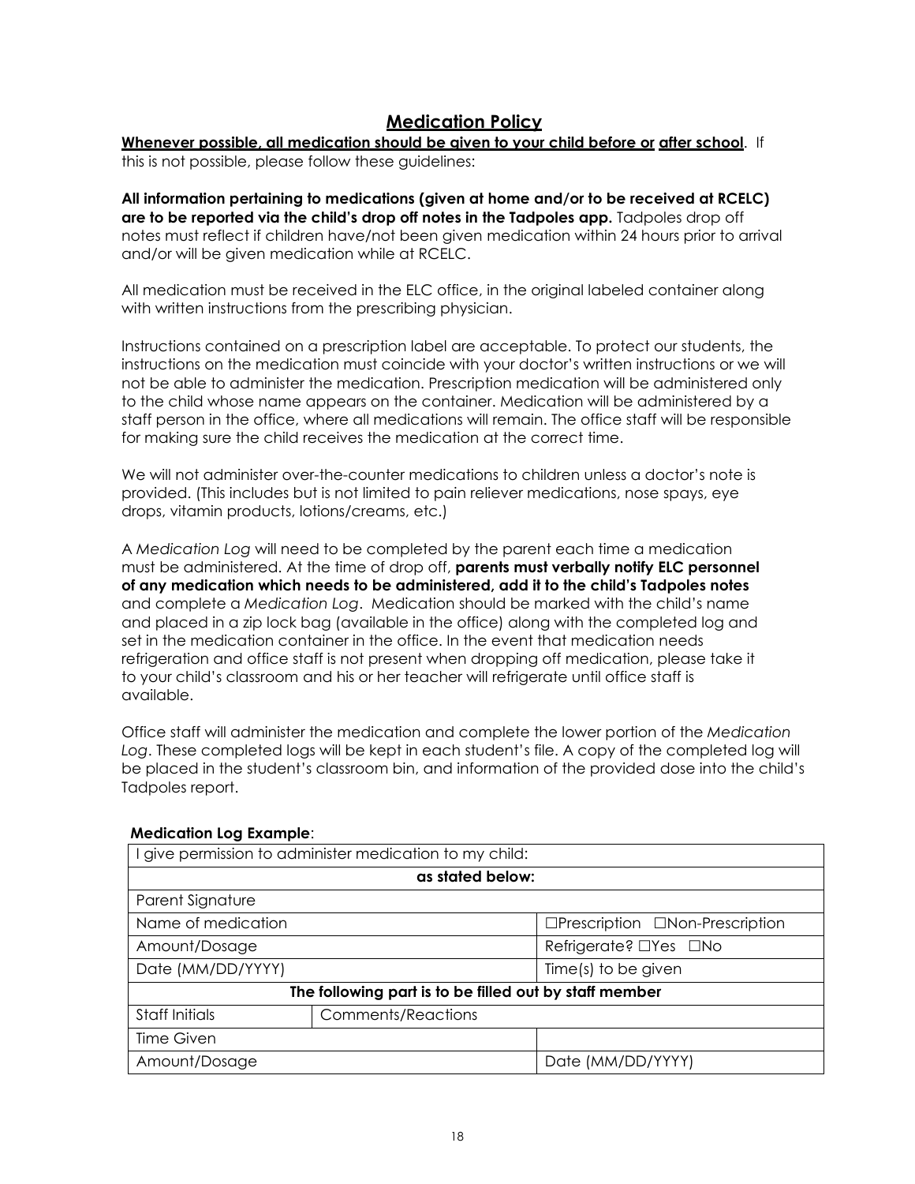## Medication Policy

**Whenever possible, all medication should be given to your child before or after school**. If this is not possible, please follow these guidelines:

**All information pertaining to medications (given at home and/or to be received at RCELC) are to be reported via the child's drop off notes in the Tadpoles app.** Tadpoles drop off notes must reflect if children have/not been given medication within 24 hours prior to arrival and/or will be given medication while at RCELC.

All medication must be received in the ELC office, in the original labeled container along with written instructions from the prescribing physician.

Instructions contained on a prescription label are acceptable. To protect our students, the instructions on the medication must coincide with your doctor's written instructions or we will not be able to administer the medication. Prescription medication will be administered only to the child whose name appears on the container. Medication will be administered by a staff person in the office, where all medications will remain. The office staff will be responsible for making sure the child receives the medication at the correct time.

We will not administer over-the-counter medications to children unless a doctor's note is provided. (This includes but is not limited to pain reliever medications, nose spays, eye drops, vitamin products, lotions/creams, etc.)

A *Medication Log* will need to be completed by the parent each time a medication must be administered. At the time of drop off, **parents must verbally notify ELC personnel of any medication which needs to be administered, add it to the child's Tadpoles notes** and complete a *Medication Log*. Medication should be marked with the child's name and placed in a zip lock bag (available in the office) along with the completed log and set in the medication container in the office. In the event that medication needs refrigeration and office staff is not present when dropping off medication, please take it to your child's classroom and his or her teacher will refrigerate until office staff is available.

Office staff will administer the medication and complete the lower portion of the *Medication Log*. These completed logs will be kept in each student's file. A copy of the completed log will be placed in the student's classroom bin, and information of the provided dose into the child's Tadpoles report.

**Medication Log Example**:

| I give permission to administer medication to my child: | | |
|---|---|---|
| **as stated below:** | | |
| Parent Signature | | |
| Name of medication | | ☐Prescription ☐Non-Prescription |
| Amount/Dosage | | Refrigerate? ☐Yes ☐No |
| Date (MM/DD/YYYY) | | Time(s) to be given |
| **The following part is to be filled out by staff member** | | |
| Staff Initials | Comments/Reactions | |
| Time Given | | |
| Amount/Dosage | | Date (MM/DD/YYYY) |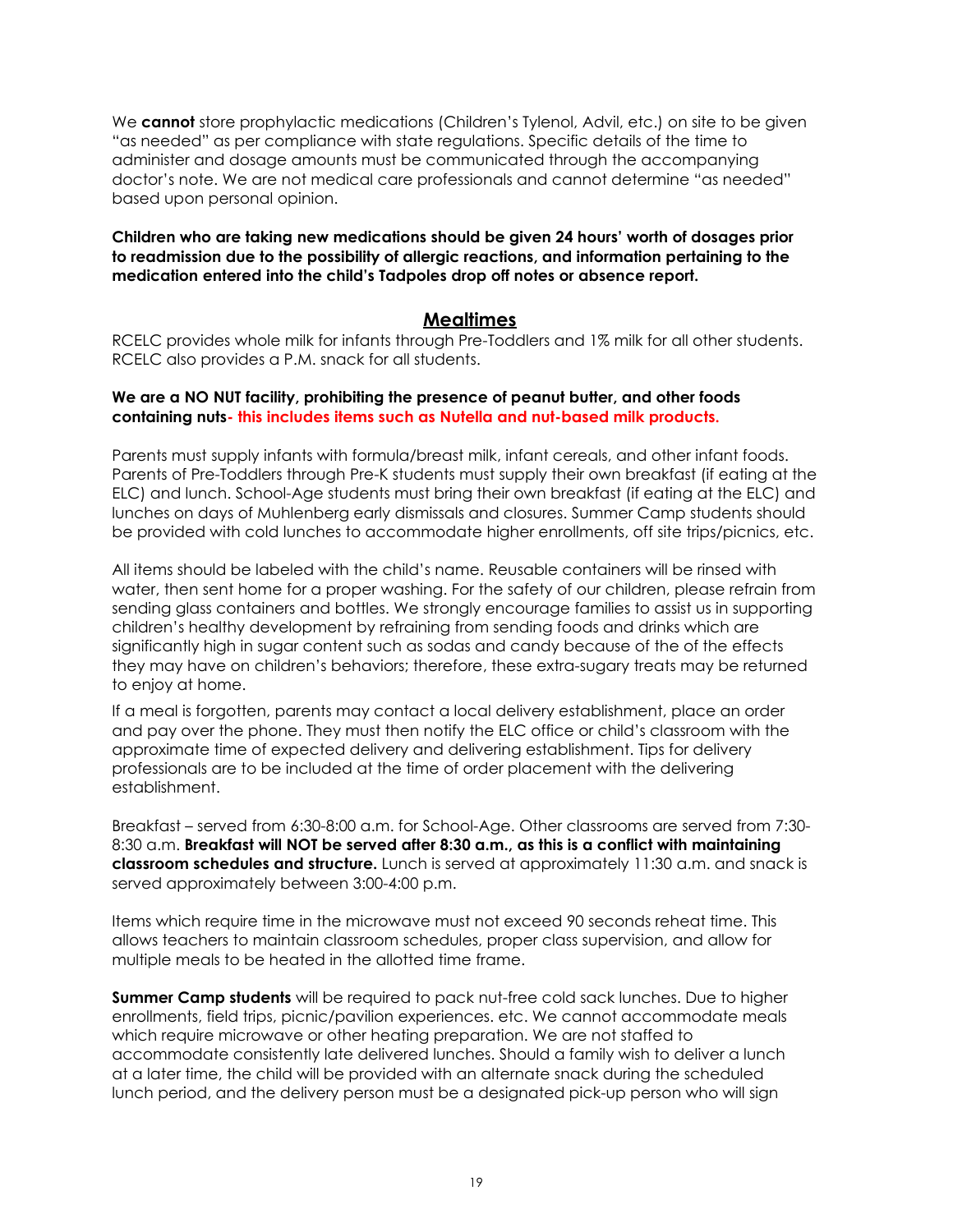We **cannot** store prophylactic medications (Children's Tylenol, Advil, etc.) on site to be given "as needed" as per compliance with state regulations. Specific details of the time to administer and dosage amounts must be communicated through the accompanying doctor's note. We are not medical care professionals and cannot determine "as needed" based upon personal opinion.

**Children who are taking new medications should be given 24 hours' worth of dosages prior to readmission due to the possibility of allergic reactions, and information pertaining to the medication entered into the child's Tadpoles drop off notes or absence report.**

## Mealtimes

RCELC provides whole milk for infants through Pre-Toddlers and 1% milk for all other students. RCELC also provides a P.M. snack for all students.

**We are a NO NUT facility, prohibiting the presence of peanut butter, and other foods containing nuts- this includes items such as Nutella and nut-based milk products.**

Parents must supply infants with formula/breast milk, infant cereals, and other infant foods. Parents of Pre-Toddlers through Pre-K students must supply their own breakfast (if eating at the ELC) and lunch. School-Age students must bring their own breakfast (if eating at the ELC) and lunches on days of Muhlenberg early dismissals and closures. Summer Camp students should be provided with cold lunches to accommodate higher enrollments, off site trips/picnics, etc.

All items should be labeled with the child's name. Reusable containers will be rinsed with water, then sent home for a proper washing. For the safety of our children, please refrain from sending glass containers and bottles. We strongly encourage families to assist us in supporting children's healthy development by refraining from sending foods and drinks which are significantly high in sugar content such as sodas and candy because of the of the effects they may have on children's behaviors; therefore, these extra-sugary treats may be returned to enjoy at home.

If a meal is forgotten, parents may contact a local delivery establishment, place an order and pay over the phone. They must then notify the ELC office or child's classroom with the approximate time of expected delivery and delivering establishment. Tips for delivery professionals are to be included at the time of order placement with the delivering establishment.

Breakfast – served from 6:30-8:00 a.m. for School-Age. Other classrooms are served from 7:30-8:30 a.m. **Breakfast will NOT be served after 8:30 a.m., as this is a conflict with maintaining classroom schedules and structure.** Lunch is served at approximately 11:30 a.m. and snack is served approximately between 3:00-4:00 p.m.

Items which require time in the microwave must not exceed 90 seconds reheat time. This allows teachers to maintain classroom schedules, proper class supervision, and allow for multiple meals to be heated in the allotted time frame.

**Summer Camp students** will be required to pack nut-free cold sack lunches. Due to higher enrollments, field trips, picnic/pavilion experiences. etc. We cannot accommodate meals which require microwave or other heating preparation. We are not staffed to accommodate consistently late delivered lunches. Should a family wish to deliver a lunch at a later time, the child will be provided with an alternate snack during the scheduled lunch period, and the delivery person must be a designated pick-up person who will sign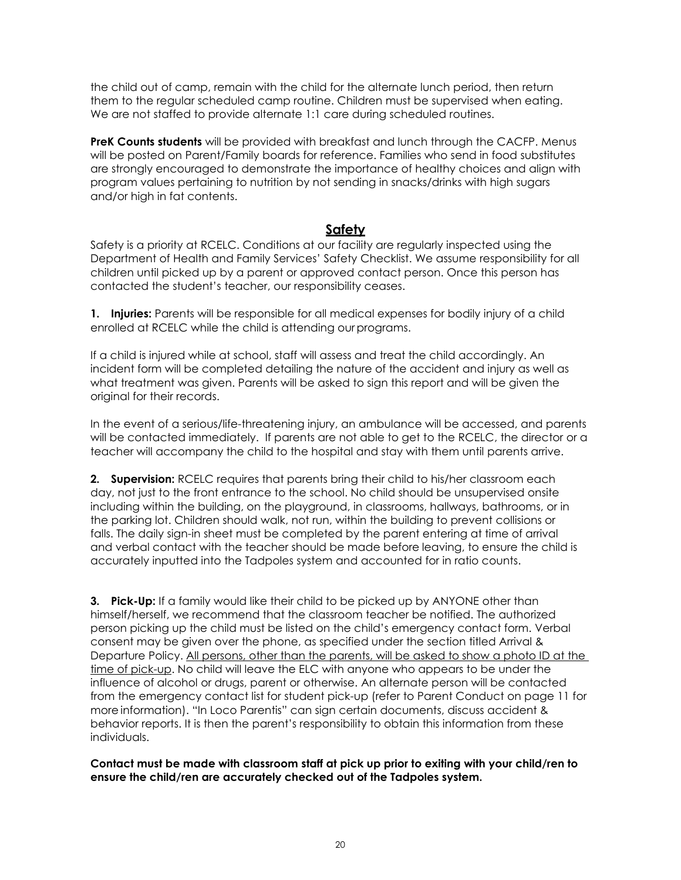the child out of camp, remain with the child for the alternate lunch period, then return them to the regular scheduled camp routine. Children must be supervised when eating. We are not staffed to provide alternate 1:1 care during scheduled routines.

**PreK Counts students** will be provided with breakfast and lunch through the CACFP. Menus will be posted on Parent/Family boards for reference. Families who send in food substitutes are strongly encouraged to demonstrate the importance of healthy choices and align with program values pertaining to nutrition by not sending in snacks/drinks with high sugars and/or high in fat contents.

## Safety

Safety is a priority at RCELC. Conditions at our facility are regularly inspected using the Department of Health and Family Services' Safety Checklist. We assume responsibility for all children until picked up by a parent or approved contact person. Once this person has contacted the student's teacher, our responsibility ceases.

**1. Injuries:** Parents will be responsible for all medical expenses for bodily injury of a child enrolled at RCELC while the child is attending our programs.

If a child is injured while at school, staff will assess and treat the child accordingly. An incident form will be completed detailing the nature of the accident and injury as well as what treatment was given. Parents will be asked to sign this report and will be given the original for their records.

In the event of a serious/life-threatening injury, an ambulance will be accessed, and parents will be contacted immediately. If parents are not able to get to the RCELC, the director or a teacher will accompany the child to the hospital and stay with them until parents arrive.

**2. Supervision:** RCELC requires that parents bring their child to his/her classroom each day, not just to the front entrance to the school. No child should be unsupervised onsite including within the building, on the playground, in classrooms, hallways, bathrooms, or in the parking lot. Children should walk, not run, within the building to prevent collisions or falls. The daily sign-in sheet must be completed by the parent entering at time of arrival and verbal contact with the teacher should be made before leaving, to ensure the child is accurately inputted into the Tadpoles system and accounted for in ratio counts.

**3. Pick-Up:** If a family would like their child to be picked up by ANYONE other than himself/herself, we recommend that the classroom teacher be notified. The authorized person picking up the child must be listed on the child's emergency contact form. Verbal consent may be given over the phone, as specified under the section titled Arrival & Departure Policy. <u>All persons, other than the parents, will be asked to show a photo ID at the time of pick-up</u>. No child will leave the ELC with anyone who appears to be under the influence of alcohol or drugs, parent or otherwise. An alternate person will be contacted from the emergency contact list for student pick-up (refer to Parent Conduct on page 11 for more information). "In Loco Parentis" can sign certain documents, discuss accident & behavior reports. It is then the parent's responsibility to obtain this information from these individuals.

**Contact must be made with classroom staff at pick up prior to exiting with your child/ren to ensure the child/ren are accurately checked out of the Tadpoles system.**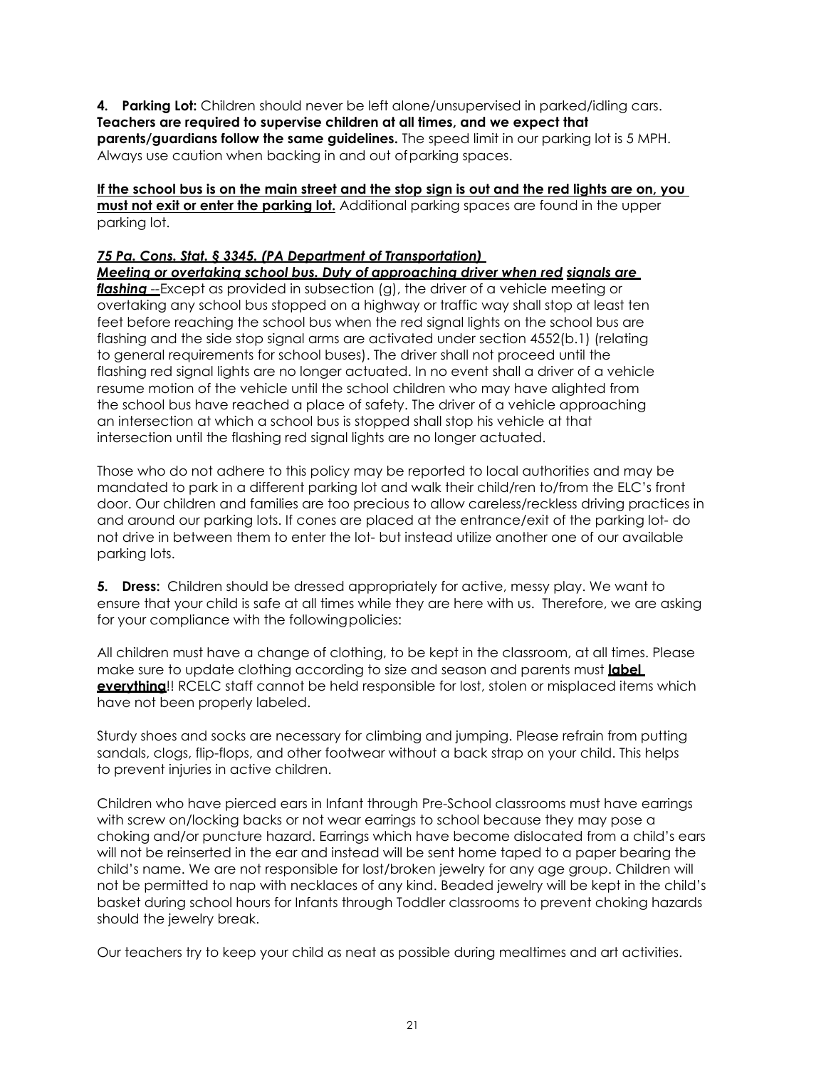**4. Parking Lot:** Children should never be left alone/unsupervised in parked/idling cars. **Teachers are required to supervise children at all times, and we expect that parents/guardians follow the same guidelines.** The speed limit in our parking lot is 5 MPH. Always use caution when backing in and out of parking spaces.

**If the school bus is on the main street and the stop sign is out and the red lights are on, you must not exit or enter the parking lot.** Additional parking spaces are found in the upper parking lot.

***75 Pa. Cons. Stat. § 3345. (PA Department of Transportation)***
***Meeting or overtaking school bus. Duty of approaching driver when red signals are flashing*** --Except as provided in subsection (g), the driver of a vehicle meeting or overtaking any school bus stopped on a highway or traffic way shall stop at least ten feet before reaching the school bus when the red signal lights on the school bus are flashing and the side stop signal arms are activated under section 4552(b.1) (relating to general requirements for school buses). The driver shall not proceed until the flashing red signal lights are no longer actuated. In no event shall a driver of a vehicle resume motion of the vehicle until the school children who may have alighted from the school bus have reached a place of safety. The driver of a vehicle approaching an intersection at which a school bus is stopped shall stop his vehicle at that intersection until the flashing red signal lights are no longer actuated.

Those who do not adhere to this policy may be reported to local authorities and may be mandated to park in a different parking lot and walk their child/ren to/from the ELC's front door. Our children and families are too precious to allow careless/reckless driving practices in and around our parking lots. If cones are placed at the entrance/exit of the parking lot- do not drive in between them to enter the lot- but instead utilize another one of our available parking lots.

**5. Dress:** Children should be dressed appropriately for active, messy play. We want to ensure that your child is safe at all times while they are here with us. Therefore, we are asking for your compliance with the following policies:

All children must have a change of clothing, to be kept in the classroom, at all times. Please make sure to update clothing according to size and season and parents must **label everything**!! RCELC staff cannot be held responsible for lost, stolen or misplaced items which have not been properly labeled.

Sturdy shoes and socks are necessary for climbing and jumping. Please refrain from putting sandals, clogs, flip-flops, and other footwear without a back strap on your child. This helps to prevent injuries in active children.

Children who have pierced ears in Infant through Pre-School classrooms must have earrings with screw on/locking backs or not wear earrings to school because they may pose a choking and/or puncture hazard. Earrings which have become dislocated from a child's ears will not be reinserted in the ear and instead will be sent home taped to a paper bearing the child's name. We are not responsible for lost/broken jewelry for any age group. Children will not be permitted to nap with necklaces of any kind. Beaded jewelry will be kept in the child's basket during school hours for Infants through Toddler classrooms to prevent choking hazards should the jewelry break.

Our teachers try to keep your child as neat as possible during mealtimes and art activities.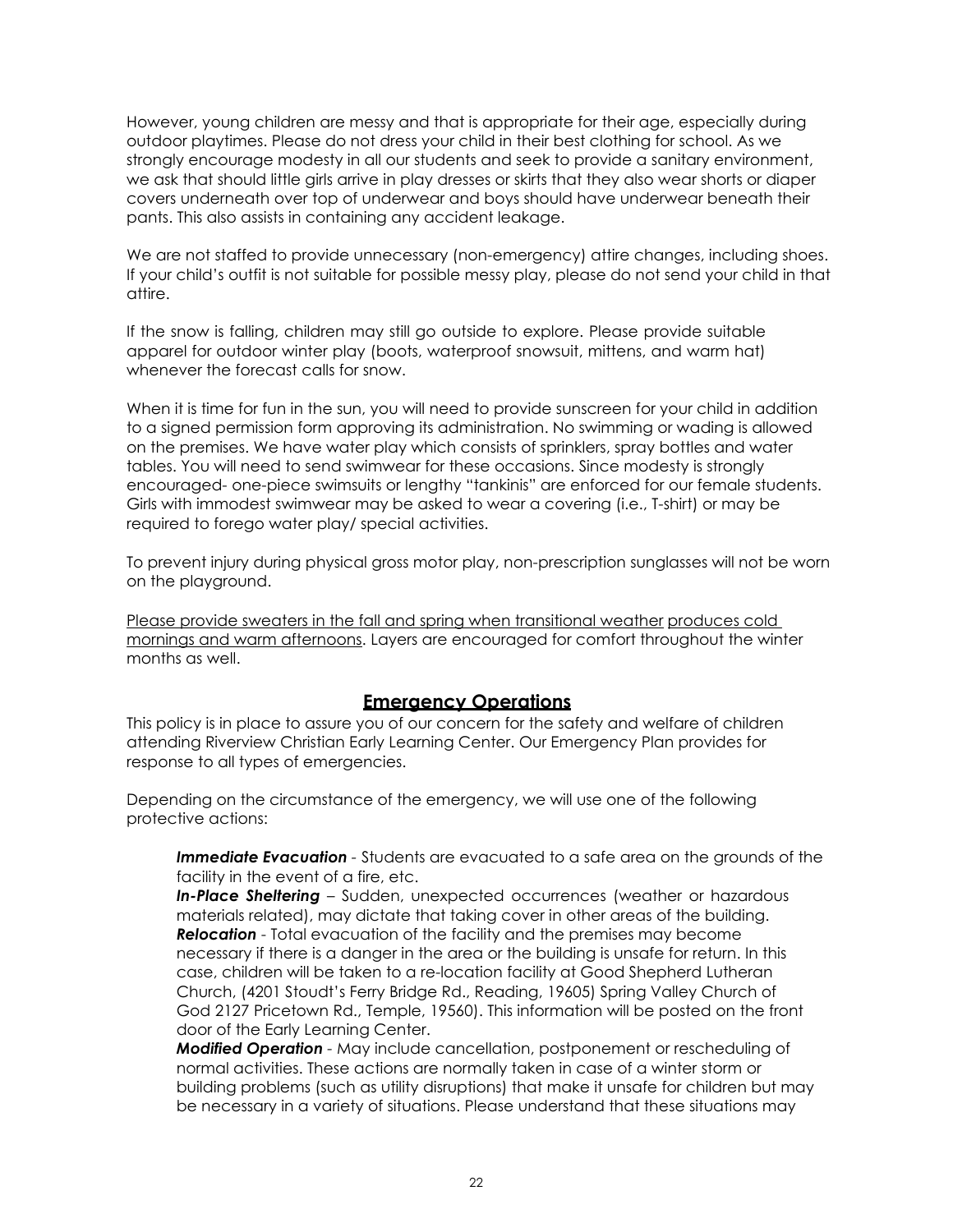However, young children are messy and that is appropriate for their age, especially during outdoor playtimes. Please do not dress your child in their best clothing for school. As we strongly encourage modesty in all our students and seek to provide a sanitary environment, we ask that should little girls arrive in play dresses or skirts that they also wear shorts or diaper covers underneath over top of underwear and boys should have underwear beneath their pants. This also assists in containing any accident leakage.

We are not staffed to provide unnecessary (non-emergency) attire changes, including shoes. If your child's outfit is not suitable for possible messy play, please do not send your child in that attire.

If the snow is falling, children may still go outside to explore. Please provide suitable apparel for outdoor winter play (boots, waterproof snowsuit, mittens, and warm hat) whenever the forecast calls for snow.

When it is time for fun in the sun, you will need to provide sunscreen for your child in addition to a signed permission form approving its administration. No swimming or wading is allowed on the premises. We have water play which consists of sprinklers, spray bottles and water tables. You will need to send swimwear for these occasions. Since modesty is strongly encouraged- one-piece swimsuits or lengthy "tankinis" are enforced for our female students. Girls with immodest swimwear may be asked to wear a covering (i.e., T-shirt) or may be required to forego water play/ special activities.

To prevent injury during physical gross motor play, non-prescription sunglasses will not be worn on the playground.

<u>Please provide sweaters in the fall and spring when transitional weather produces cold mornings and warm afternoons</u>. Layers are encouraged for comfort throughout the winter months as well.

## Emergency Operations

This policy is in place to assure you of our concern for the safety and welfare of children attending Riverview Christian Early Learning Center. Our Emergency Plan provides for response to all types of emergencies.

Depending on the circumstance of the emergency, we will use one of the following protective actions:

***Immediate Evacuation*** - Students are evacuated to a safe area on the grounds of the facility in the event of a fire, etc.

***In-Place Sheltering*** – Sudden, unexpected occurrences (weather or hazardous materials related), may dictate that taking cover in other areas of the building.

***Relocation*** - Total evacuation of the facility and the premises may become necessary if there is a danger in the area or the building is unsafe for return. In this case, children will be taken to a re-location facility at Good Shepherd Lutheran Church, (4201 Stoudt's Ferry Bridge Rd., Reading, 19605) Spring Valley Church of God 2127 Pricetown Rd., Temple, 19560). This information will be posted on the front door of the Early Learning Center.

***Modified Operation*** - May include cancellation, postponement or rescheduling of normal activities. These actions are normally taken in case of a winter storm or building problems (such as utility disruptions) that make it unsafe for children but may be necessary in a variety of situations. Please understand that these situations may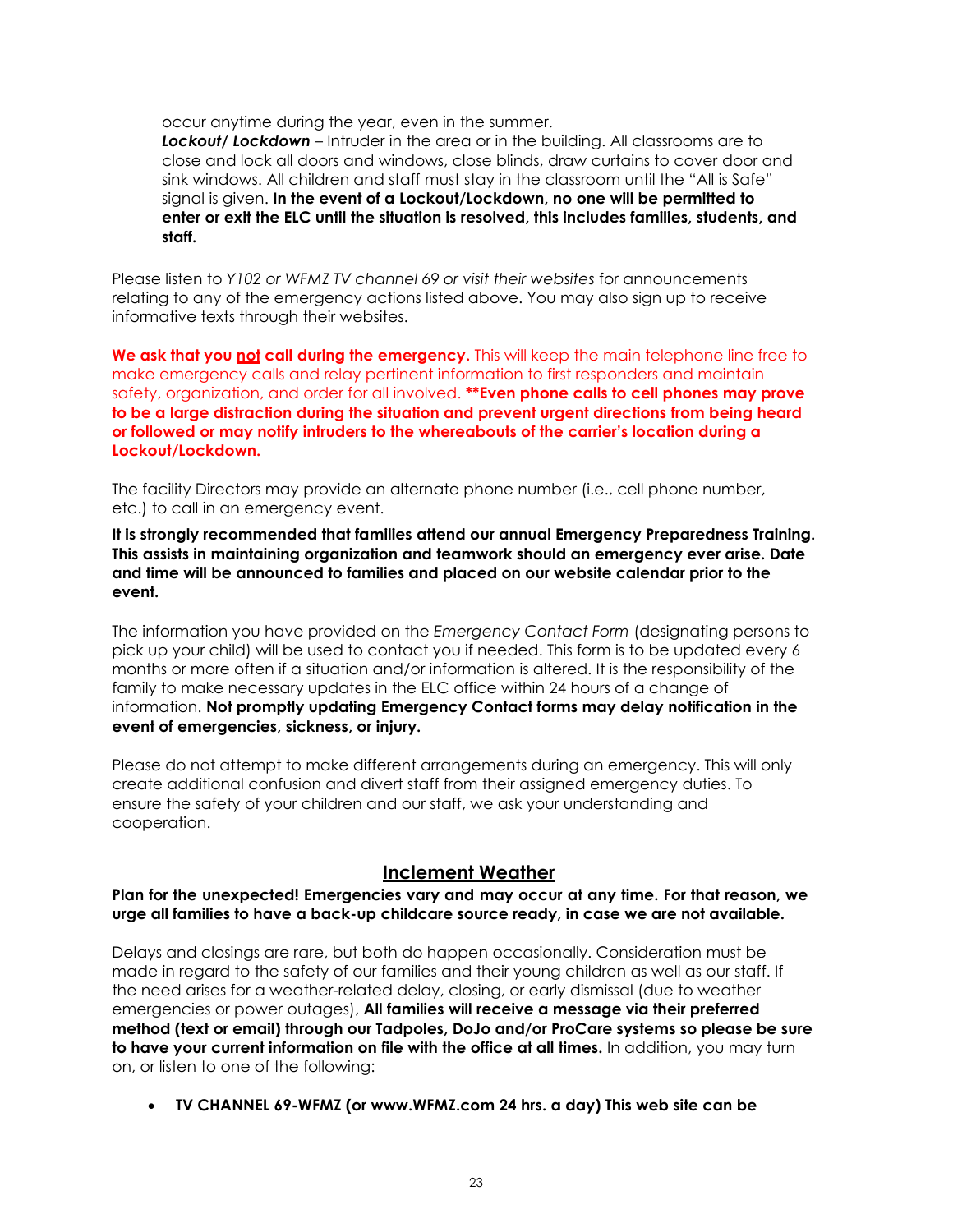occur anytime during the year, even in the summer.

***Lockout/ Lockdown*** – Intruder in the area or in the building. All classrooms are to close and lock all doors and windows, close blinds, draw curtains to cover door and sink windows. All children and staff must stay in the classroom until the "All is Safe" signal is given. **In the event of a Lockout/Lockdown, no one will be permitted to enter or exit the ELC until the situation is resolved, this includes families, students, and staff.**

Please listen to *Y102 or WFMZ TV channel 69 or visit their websites* for announcements relating to any of the emergency actions listed above. You may also sign up to receive informative texts through their websites.

**We ask that you <u>not</u> call during the emergency.** This will keep the main telephone line free to make emergency calls and relay pertinent information to first responders and maintain safety, organization, and order for all involved. **\*\*Even phone calls to cell phones may prove to be a large distraction during the situation and prevent urgent directions from being heard or followed or may notify intruders to the whereabouts of the carrier's location during a Lockout/Lockdown.**

The facility Directors may provide an alternate phone number (i.e., cell phone number, etc.) to call in an emergency event.

**It is strongly recommended that families attend our annual Emergency Preparedness Training. This assists in maintaining organization and teamwork should an emergency ever arise. Date and time will be announced to families and placed on our website calendar prior to the event.**

The information you have provided on the *Emergency Contact Form* (designating persons to pick up your child) will be used to contact you if needed. This form is to be updated every 6 months or more often if a situation and/or information is altered. It is the responsibility of the family to make necessary updates in the ELC office within 24 hours of a change of information. **Not promptly updating Emergency Contact forms may delay notification in the event of emergencies, sickness, or injury.**

Please do not attempt to make different arrangements during an emergency. This will only create additional confusion and divert staff from their assigned emergency duties. To ensure the safety of your children and our staff, we ask your understanding and cooperation.

## <u>Inclement Weather</u>

**Plan for the unexpected! Emergencies vary and may occur at any time. For that reason, we urge all families to have a back-up childcare source ready, in case we are not available.**

Delays and closings are rare, but both do happen occasionally. Consideration must be made in regard to the safety of our families and their young children as well as our staff. If the need arises for a weather-related delay, closing, or early dismissal (due to weather emergencies or power outages), **All families will receive a message via their preferred method (text or email) through our Tadpoles, DoJo and/or ProCare systems so please be sure to have your current information on file with the office at all times.** In addition, you may turn on, or listen to one of the following:

- **TV CHANNEL 69-WFMZ (or www.WFMZ.com 24 hrs. a day) This web site can be**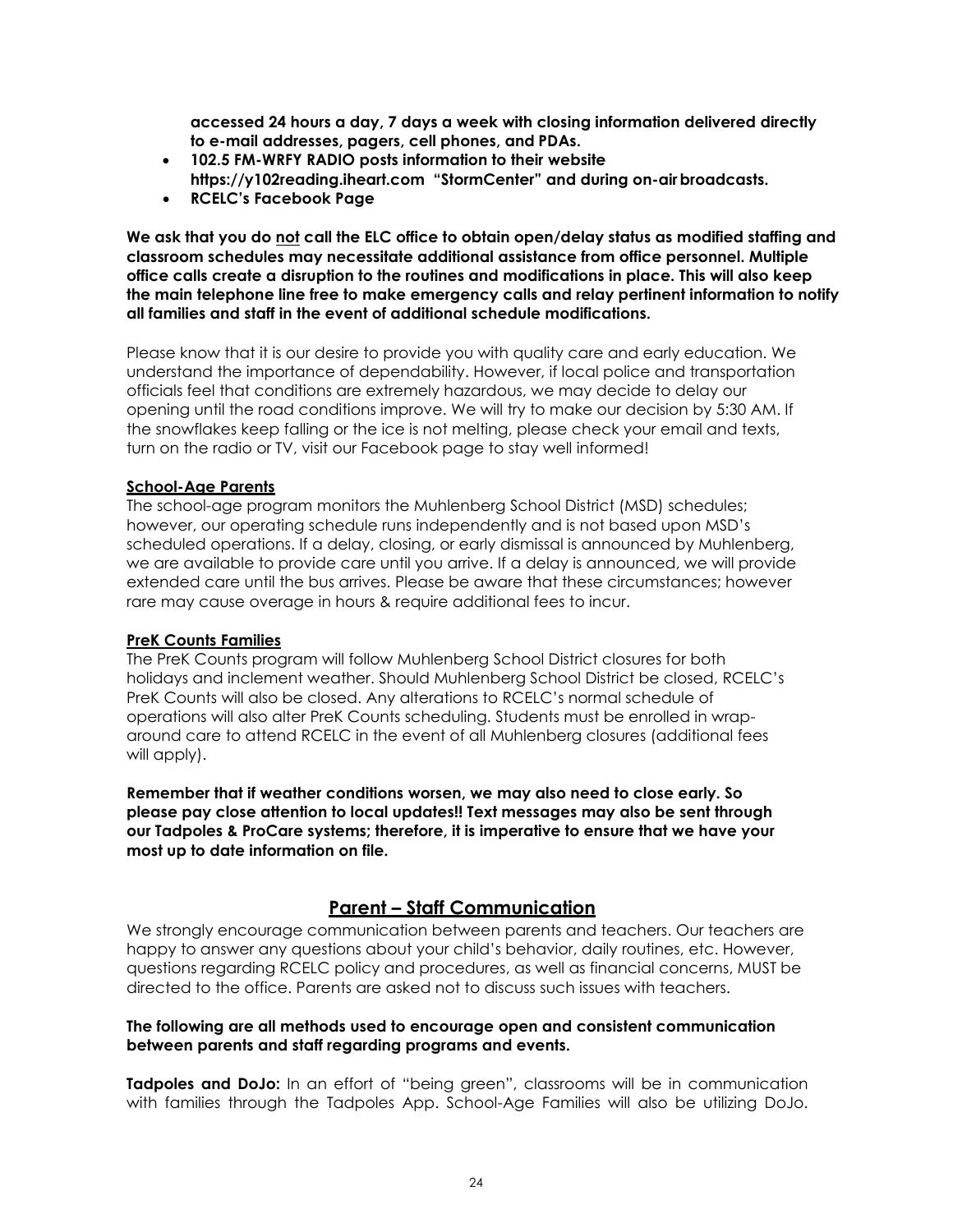**accessed 24 hours a day, 7 days a week with closing information delivered directly to e-mail addresses, pagers, cell phones, and PDAs.**

- **102.5 FM-WRFY RADIO posts information to their website https://y102reading.iheart.com "StormCenter" and during on-air broadcasts.**
- **RCELC's Facebook Page**

**We ask that you do <u>not</u> call the ELC office to obtain open/delay status as modified staffing and classroom schedules may necessitate additional assistance from office personnel. Multiple office calls create a disruption to the routines and modifications in place. This will also keep the main telephone line free to make emergency calls and relay pertinent information to notify all families and staff in the event of additional schedule modifications.**

Please know that it is our desire to provide you with quality care and early education. We understand the importance of dependability. However, if local police and transportation officials feel that conditions are extremely hazardous, we may decide to delay our opening until the road conditions improve. We will try to make our decision by 5:30 AM. If the snowflakes keep falling or the ice is not melting, please check your email and texts, turn on the radio or TV, visit our Facebook page to stay well informed!

**<u>School-Age Parents</u>**

The school-age program monitors the Muhlenberg School District (MSD) schedules; however, our operating schedule runs independently and is not based upon MSD's scheduled operations. If a delay, closing, or early dismissal is announced by Muhlenberg, we are available to provide care until you arrive. If a delay is announced, we will provide extended care until the bus arrives. Please be aware that these circumstances; however rare may cause overage in hours & require additional fees to incur.

**<u>PreK Counts Families</u>**

The PreK Counts program will follow Muhlenberg School District closures for both holidays and inclement weather. Should Muhlenberg School District be closed, RCELC's PreK Counts will also be closed. Any alterations to RCELC's normal schedule of operations will also alter PreK Counts scheduling. Students must be enrolled in wrap-around care to attend RCELC in the event of all Muhlenberg closures (additional fees will apply).

**Remember that if weather conditions worsen, we may also need to close early. So please pay close attention to local updates!! Text messages may also be sent through our Tadpoles & ProCare systems; therefore, it is imperative to ensure that we have your most up to date information on file.**

## <u>Parent – Staff Communication</u>

We strongly encourage communication between parents and teachers. Our teachers are happy to answer any questions about your child's behavior, daily routines, etc. However, questions regarding RCELC policy and procedures, as well as financial concerns, MUST be directed to the office. Parents are asked not to discuss such issues with teachers.

**The following are all methods used to encourage open and consistent communication between parents and staff regarding programs and events.**

**Tadpoles and DoJo:** In an effort of "being green", classrooms will be in communication with families through the Tadpoles App. School-Age Families will also be utilizing DoJo.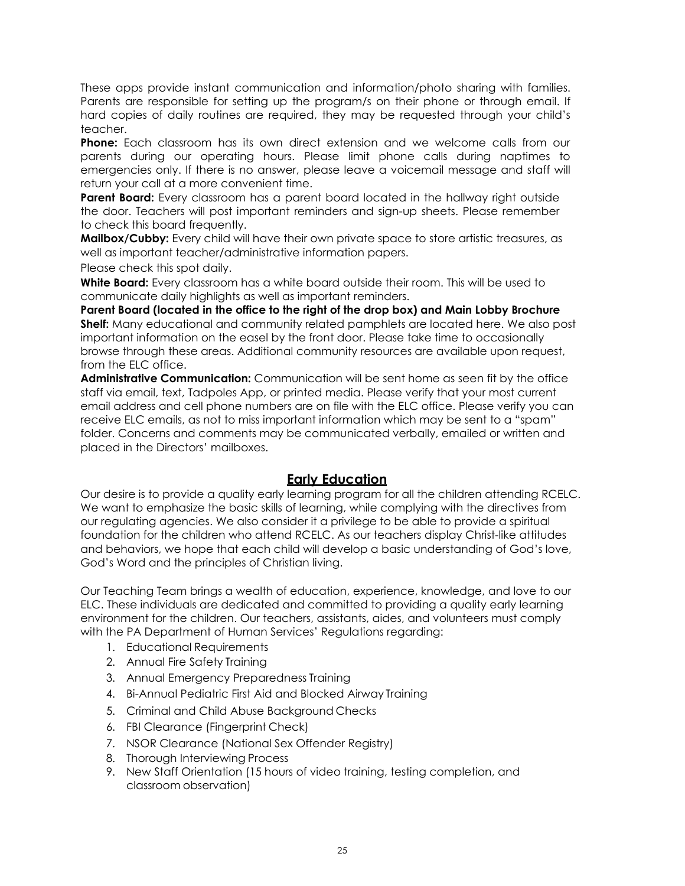These apps provide instant communication and information/photo sharing with families. Parents are responsible for setting up the program/s on their phone or through email. If hard copies of daily routines are required, they may be requested through your child's teacher.

**Phone:** Each classroom has its own direct extension and we welcome calls from our parents during our operating hours. Please limit phone calls during naptimes to emergencies only. If there is no answer, please leave a voicemail message and staff will return your call at a more convenient time.

**Parent Board:** Every classroom has a parent board located in the hallway right outside the door. Teachers will post important reminders and sign-up sheets. Please remember to check this board frequently.

**Mailbox/Cubby:** Every child will have their own private space to store artistic treasures, as well as important teacher/administrative information papers.

Please check this spot daily.

**White Board:** Every classroom has a white board outside their room. This will be used to communicate daily highlights as well as important reminders.

**Parent Board (located in the office to the right of the drop box) and Main Lobby Brochure Shelf:** Many educational and community related pamphlets are located here. We also post important information on the easel by the front door. Please take time to occasionally browse through these areas. Additional community resources are available upon request, from the ELC office.

**Administrative Communication:** Communication will be sent home as seen fit by the office staff via email, text, Tadpoles App, or printed media. Please verify that your most current email address and cell phone numbers are on file with the ELC office. Please verify you can receive ELC emails, as not to miss important information which may be sent to a "spam" folder. Concerns and comments may be communicated verbally, emailed or written and placed in the Directors' mailboxes.

## Early Education

Our desire is to provide a quality early learning program for all the children attending RCELC. We want to emphasize the basic skills of learning, while complying with the directives from our regulating agencies. We also consider it a privilege to be able to provide a spiritual foundation for the children who attend RCELC. As our teachers display Christ-like attitudes and behaviors, we hope that each child will develop a basic understanding of God's love, God's Word and the principles of Christian living.

Our Teaching Team brings a wealth of education, experience, knowledge, and love to our ELC. These individuals are dedicated and committed to providing a quality early learning environment for the children. Our teachers, assistants, aides, and volunteers must comply with the PA Department of Human Services' Regulations regarding:

1. Educational Requirements
2. Annual Fire Safety Training
3. Annual Emergency Preparedness Training
4. Bi-Annual Pediatric First Aid and Blocked Airway Training
5. Criminal and Child Abuse Background Checks
6. FBI Clearance (Fingerprint Check)
7. NSOR Clearance (National Sex Offender Registry)
8. Thorough Interviewing Process
9. New Staff Orientation (15 hours of video training, testing completion, and classroom observation)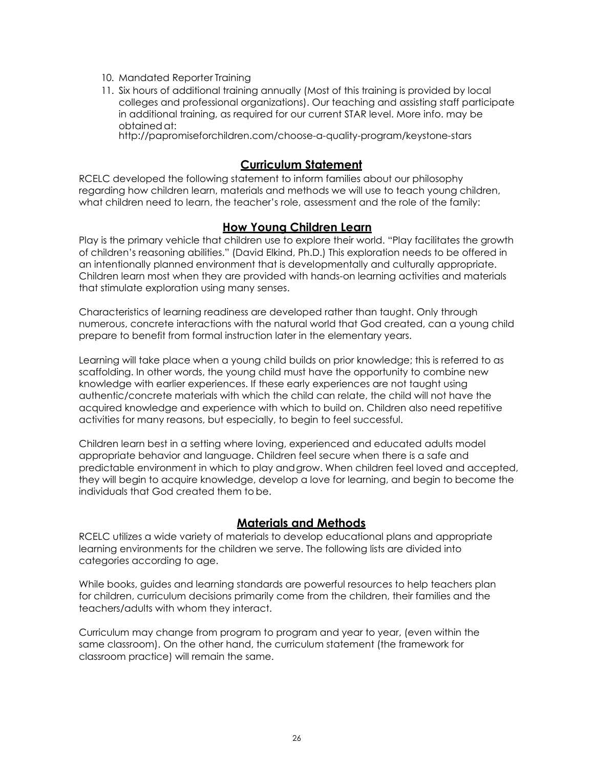10. Mandated Reporter Training
11. Six hours of additional training annually (Most of this training is provided by local colleges and professional organizations). Our teaching and assisting staff participate in additional training, as required for our current STAR level. More info. may be obtained at: http://papromiseforchildren.com/choose-a-quality-program/keystone-stars

## Curriculum Statement

RCELC developed the following statement to inform families about our philosophy regarding how children learn, materials and methods we will use to teach young children, what children need to learn, the teacher's role, assessment and the role of the family:

## How Young Children Learn

Play is the primary vehicle that children use to explore their world. "Play facilitates the growth of children's reasoning abilities." (David Elkind, Ph.D.) This exploration needs to be offered in an intentionally planned environment that is developmentally and culturally appropriate. Children learn most when they are provided with hands-on learning activities and materials that stimulate exploration using many senses.

Characteristics of learning readiness are developed rather than taught. Only through numerous, concrete interactions with the natural world that God created, can a young child prepare to benefit from formal instruction later in the elementary years.

Learning will take place when a young child builds on prior knowledge; this is referred to as scaffolding. In other words, the young child must have the opportunity to combine new knowledge with earlier experiences. If these early experiences are not taught using authentic/concrete materials with which the child can relate, the child will not have the acquired knowledge and experience with which to build on. Children also need repetitive activities for many reasons, but especially, to begin to feel successful.

Children learn best in a setting where loving, experienced and educated adults model appropriate behavior and language. Children feel secure when there is a safe and predictable environment in which to play and grow. When children feel loved and accepted, they will begin to acquire knowledge, develop a love for learning, and begin to become the individuals that God created them to be.

## Materials and Methods

RCELC utilizes a wide variety of materials to develop educational plans and appropriate learning environments for the children we serve. The following lists are divided into categories according to age.

While books, guides and learning standards are powerful resources to help teachers plan for children, curriculum decisions primarily come from the children, their families and the teachers/adults with whom they interact.

Curriculum may change from program to program and year to year, (even within the same classroom). On the other hand, the curriculum statement (the framework for classroom practice) will remain the same.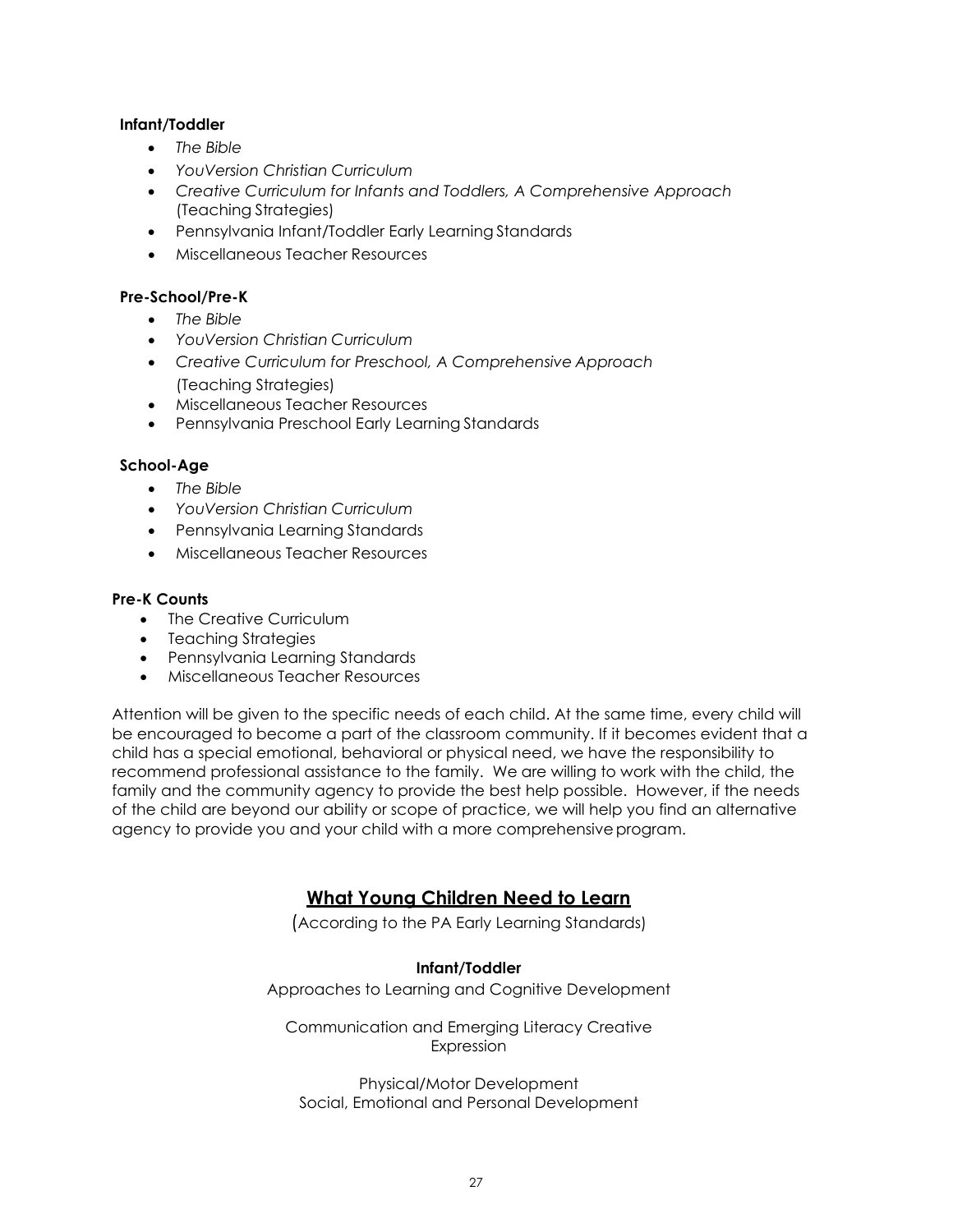**Infant/Toddler**

- *The Bible*
- *YouVersion Christian Curriculum*
- *Creative Curriculum for Infants and Toddlers, A Comprehensive Approach* (Teaching Strategies)
- Pennsylvania Infant/Toddler Early Learning Standards
- Miscellaneous Teacher Resources

**Pre-School/Pre-K**

- *The Bible*
- *YouVersion Christian Curriculum*
- *Creative Curriculum for Preschool, A Comprehensive Approach* (Teaching Strategies)
- Miscellaneous Teacher Resources
- Pennsylvania Preschool Early Learning Standards

**School-Age**

- *The Bible*
- *YouVersion Christian Curriculum*
- Pennsylvania Learning Standards
- Miscellaneous Teacher Resources

**Pre-K Counts**

- The Creative Curriculum
- Teaching Strategies
- Pennsylvania Learning Standards
- Miscellaneous Teacher Resources

Attention will be given to the specific needs of each child. At the same time, every child will be encouraged to become a part of the classroom community. If it becomes evident that a child has a special emotional, behavioral or physical need, we have the responsibility to recommend professional assistance to the family. We are willing to work with the child, the family and the community agency to provide the best help possible. However, if the needs of the child are beyond our ability or scope of practice, we will help you find an alternative agency to provide you and your child with a more comprehensive program.

## What Young Children Need to Learn

(According to the PA Early Learning Standards)

**Infant/Toddler**

Approaches to Learning and Cognitive Development

Communication and Emerging Literacy Creative Expression

Physical/Motor Development
Social, Emotional and Personal Development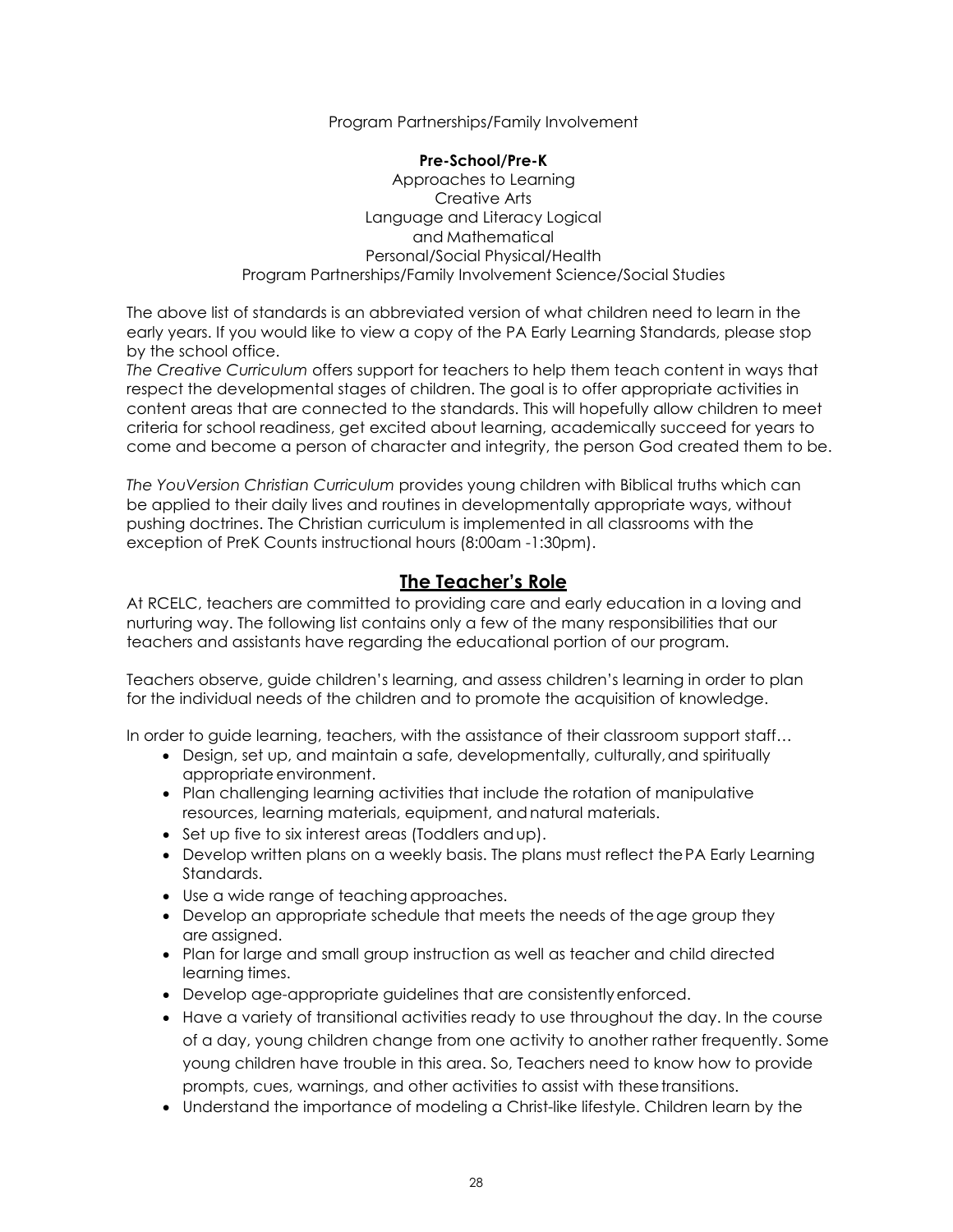Program Partnerships/Family Involvement

**Pre-School/Pre-K**

Approaches to Learning
Creative Arts
Language and Literacy Logical
and Mathematical
Personal/Social Physical/Health
Program Partnerships/Family Involvement Science/Social Studies

The above list of standards is an abbreviated version of what children need to learn in the early years. If you would like to view a copy of the PA Early Learning Standards, please stop by the school office.

*The Creative Curriculum* offers support for teachers to help them teach content in ways that respect the developmental stages of children. The goal is to offer appropriate activities in content areas that are connected to the standards. This will hopefully allow children to meet criteria for school readiness, get excited about learning, academically succeed for years to come and become a person of character and integrity, the person God created them to be.

*The YouVersion Christian Curriculum* provides young children with Biblical truths which can be applied to their daily lives and routines in developmentally appropriate ways, without pushing doctrines. The Christian curriculum is implemented in all classrooms with the exception of PreK Counts instructional hours (8:00am -1:30pm).

## The Teacher's Role

At RCELC, teachers are committed to providing care and early education in a loving and nurturing way. The following list contains only a few of the many responsibilities that our teachers and assistants have regarding the educational portion of our program.

Teachers observe, guide children's learning, and assess children's learning in order to plan for the individual needs of the children and to promote the acquisition of knowledge.

In order to guide learning, teachers, with the assistance of their classroom support staff…

- Design, set up, and maintain a safe, developmentally, culturally, and spiritually appropriate environment.
- Plan challenging learning activities that include the rotation of manipulative resources, learning materials, equipment, and natural materials.
- Set up five to six interest areas (Toddlers and up).
- Develop written plans on a weekly basis. The plans must reflect the PA Early Learning Standards.
- Use a wide range of teaching approaches.
- Develop an appropriate schedule that meets the needs of the age group they are assigned.
- Plan for large and small group instruction as well as teacher and child directed learning times.
- Develop age-appropriate guidelines that are consistently enforced.
- Have a variety of transitional activities ready to use throughout the day. In the course of a day, young children change from one activity to another rather frequently. Some young children have trouble in this area. So, Teachers need to know how to provide prompts, cues, warnings, and other activities to assist with these transitions.
- Understand the importance of modeling a Christ-like lifestyle. Children learn by the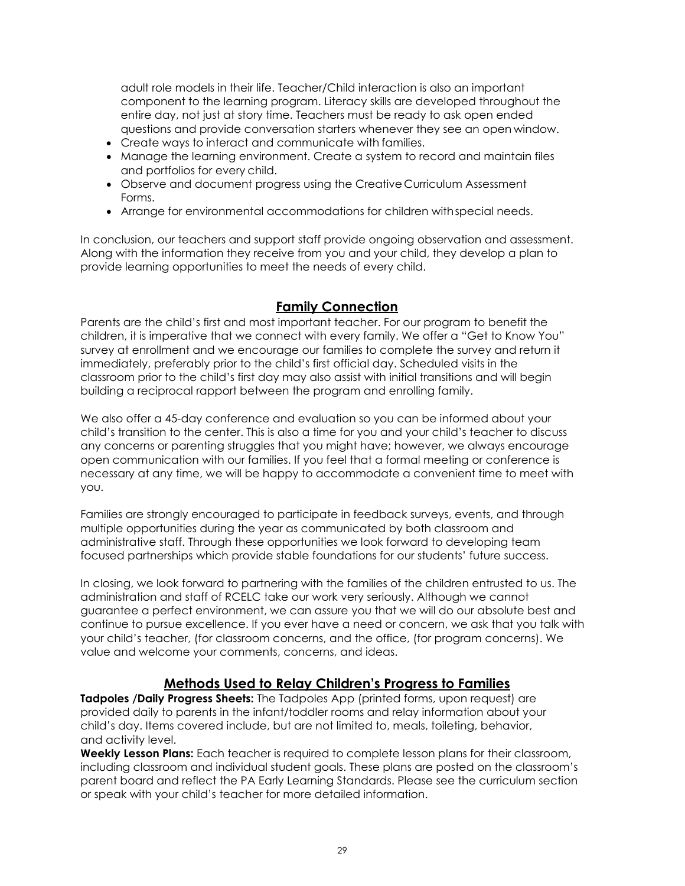adult role models in their life. Teacher/Child interaction is also an important component to the learning program. Literacy skills are developed throughout the entire day, not just at story time. Teachers must be ready to ask open ended questions and provide conversation starters whenever they see an open window.

- Create ways to interact and communicate with families.
- Manage the learning environment. Create a system to record and maintain files and portfolios for every child.
- Observe and document progress using the Creative Curriculum Assessment Forms.
- Arrange for environmental accommodations for children with special needs.

In conclusion, our teachers and support staff provide ongoing observation and assessment. Along with the information they receive from you and your child, they develop a plan to provide learning opportunities to meet the needs of every child.

## Family Connection

Parents are the child's first and most important teacher. For our program to benefit the children, it is imperative that we connect with every family. We offer a "Get to Know You" survey at enrollment and we encourage our families to complete the survey and return it immediately, preferably prior to the child's first official day. Scheduled visits in the classroom prior to the child's first day may also assist with initial transitions and will begin building a reciprocal rapport between the program and enrolling family.

We also offer a 45-day conference and evaluation so you can be informed about your child's transition to the center. This is also a time for you and your child's teacher to discuss any concerns or parenting struggles that you might have; however, we always encourage open communication with our families. If you feel that a formal meeting or conference is necessary at any time, we will be happy to accommodate a convenient time to meet with you.

Families are strongly encouraged to participate in feedback surveys, events, and through multiple opportunities during the year as communicated by both classroom and administrative staff. Through these opportunities we look forward to developing team focused partnerships which provide stable foundations for our students' future success.

In closing, we look forward to partnering with the families of the children entrusted to us. The administration and staff of RCELC take our work very seriously. Although we cannot guarantee a perfect environment, we can assure you that we will do our absolute best and continue to pursue excellence. If you ever have a need or concern, we ask that you talk with your child's teacher, (for classroom concerns, and the office, (for program concerns). We value and welcome your comments, concerns, and ideas.

## Methods Used to Relay Children's Progress to Families

**Tadpoles /Daily Progress Sheets:** The Tadpoles App (printed forms, upon request) are provided daily to parents in the infant/toddler rooms and relay information about your child's day. Items covered include, but are not limited to, meals, toileting, behavior, and activity level.

**Weekly Lesson Plans:** Each teacher is required to complete lesson plans for their classroom, including classroom and individual student goals. These plans are posted on the classroom's parent board and reflect the PA Early Learning Standards. Please see the curriculum section or speak with your child's teacher for more detailed information.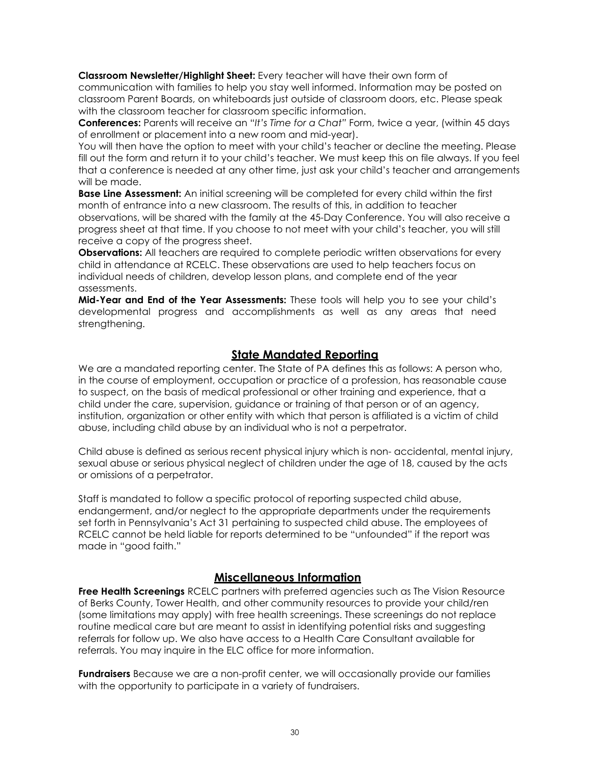**Classroom Newsletter/Highlight Sheet:** Every teacher will have their own form of communication with families to help you stay well informed. Information may be posted on classroom Parent Boards, on whiteboards just outside of classroom doors, etc. Please speak with the classroom teacher for classroom specific information.

**Conferences:** Parents will receive an "*It's Time for a Chat"* Form, twice a year, (within 45 days of enrollment or placement into a new room and mid-year).

You will then have the option to meet with your child's teacher or decline the meeting. Please fill out the form and return it to your child's teacher. We must keep this on file always. If you feel that a conference is needed at any other time, just ask your child's teacher and arrangements will be made.

**Base Line Assessment:** An initial screening will be completed for every child within the first month of entrance into a new classroom. The results of this, in addition to teacher observations, will be shared with the family at the 45-Day Conference. You will also receive a progress sheet at that time. If you choose to not meet with your child's teacher, you will still receive a copy of the progress sheet.

**Observations:** All teachers are required to complete periodic written observations for every child in attendance at RCELC. These observations are used to help teachers focus on individual needs of children, develop lesson plans, and complete end of the year assessments.

**Mid-Year and End of the Year Assessments:** These tools will help you to see your child's developmental progress and accomplishments as well as any areas that need strengthening.

## State Mandated Reporting

We are a mandated reporting center. The State of PA defines this as follows: A person who, in the course of employment, occupation or practice of a profession, has reasonable cause to suspect, on the basis of medical professional or other training and experience, that a child under the care, supervision, guidance or training of that person or of an agency, institution, organization or other entity with which that person is affiliated is a victim of child abuse, including child abuse by an individual who is not a perpetrator.

Child abuse is defined as serious recent physical injury which is non- accidental, mental injury, sexual abuse or serious physical neglect of children under the age of 18, caused by the acts or omissions of a perpetrator.

Staff is mandated to follow a specific protocol of reporting suspected child abuse, endangerment, and/or neglect to the appropriate departments under the requirements set forth in Pennsylvania's Act 31 pertaining to suspected child abuse. The employees of RCELC cannot be held liable for reports determined to be "unfounded" if the report was made in "good faith."

## Miscellaneous Information

**Free Health Screenings** RCELC partners with preferred agencies such as The Vision Resource of Berks County, Tower Health, and other community resources to provide your child/ren (some limitations may apply) with free health screenings. These screenings do not replace routine medical care but are meant to assist in identifying potential risks and suggesting referrals for follow up. We also have access to a Health Care Consultant available for referrals. You may inquire in the ELC office for more information.

**Fundraisers** Because we are a non-profit center, we will occasionally provide our families with the opportunity to participate in a variety of fundraisers.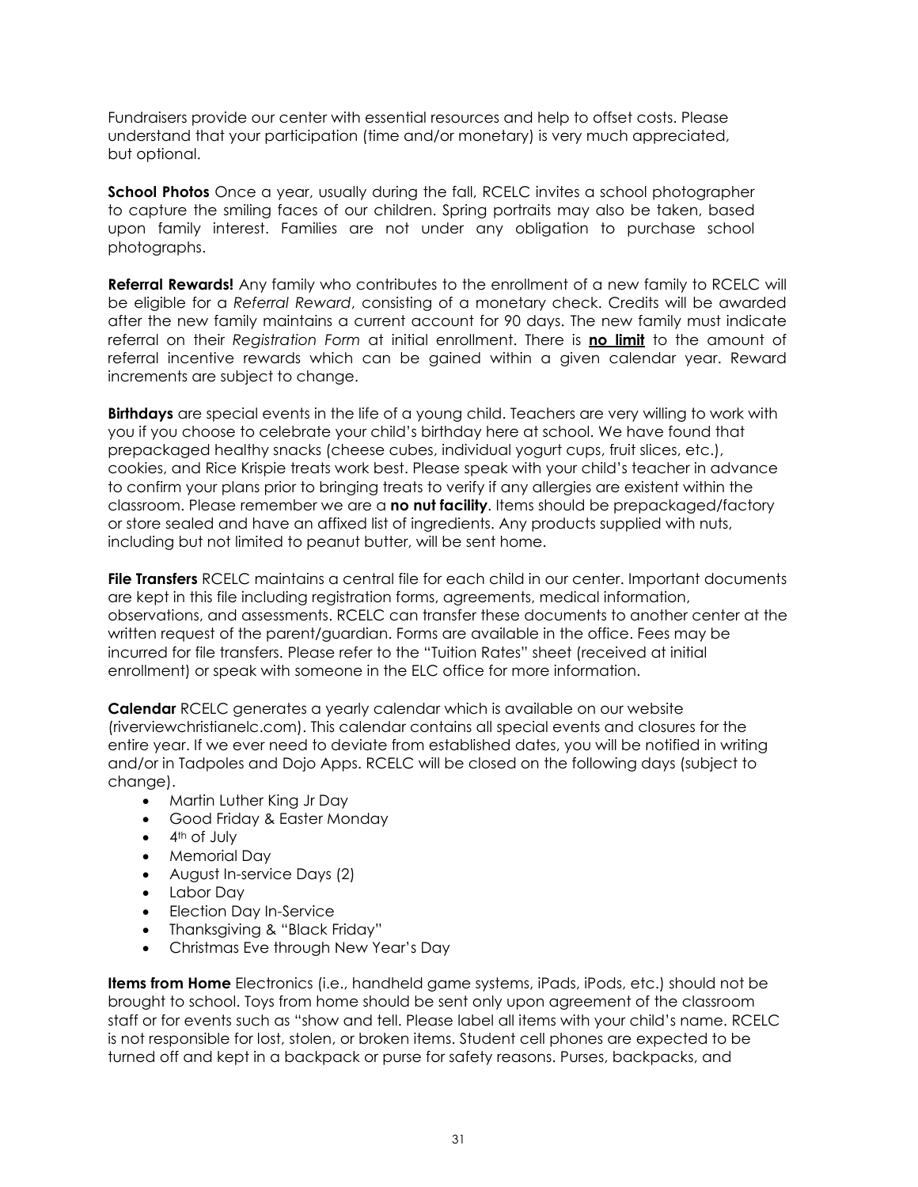Fundraisers provide our center with essential resources and help to offset costs. Please understand that your participation (time and/or monetary) is very much appreciated, but optional.

**School Photos** Once a year, usually during the fall, RCELC invites a school photographer to capture the smiling faces of our children. Spring portraits may also be taken, based upon family interest. Families are not under any obligation to purchase school photographs.

**Referral Rewards!** Any family who contributes to the enrollment of a new family to RCELC will be eligible for a *Referral Reward*, consisting of a monetary check. Credits will be awarded after the new family maintains a current account for 90 days. The new family must indicate referral on their *Registration Form* at initial enrollment. There is **no limit** to the amount of referral incentive rewards which can be gained within a given calendar year. Reward increments are subject to change.

**Birthdays** are special events in the life of a young child. Teachers are very willing to work with you if you choose to celebrate your child's birthday here at school. We have found that prepackaged healthy snacks (cheese cubes, individual yogurt cups, fruit slices, etc.), cookies, and Rice Krispie treats work best. Please speak with your child's teacher in advance to confirm your plans prior to bringing treats to verify if any allergies are existent within the classroom. Please remember we are a **no nut facility**. Items should be prepackaged/factory or store sealed and have an affixed list of ingredients. Any products supplied with nuts, including but not limited to peanut butter, will be sent home.

**File Transfers** RCELC maintains a central file for each child in our center. Important documents are kept in this file including registration forms, agreements, medical information, observations, and assessments. RCELC can transfer these documents to another center at the written request of the parent/guardian. Forms are available in the office. Fees may be incurred for file transfers. Please refer to the "Tuition Rates" sheet (received at initial enrollment) or speak with someone in the ELC office for more information.

**Calendar** RCELC generates a yearly calendar which is available on our website (riverviewchristianelc.com). This calendar contains all special events and closures for the entire year. If we ever need to deviate from established dates, you will be notified in writing and/or in Tadpoles and Dojo Apps. RCELC will be closed on the following days (subject to change).

- Martin Luther King Jr Day
- Good Friday & Easter Monday
- 4th of July
- Memorial Day
- August In-service Days (2)
- Labor Day
- Election Day In-Service
- Thanksgiving & "Black Friday"
- Christmas Eve through New Year's Day

**Items from Home** Electronics (i.e., handheld game systems, iPads, iPods, etc.) should not be brought to school. Toys from home should be sent only upon agreement of the classroom staff or for events such as "show and tell. Please label all items with your child's name. RCELC is not responsible for lost, stolen, or broken items. Student cell phones are expected to be turned off and kept in a backpack or purse for safety reasons. Purses, backpacks, and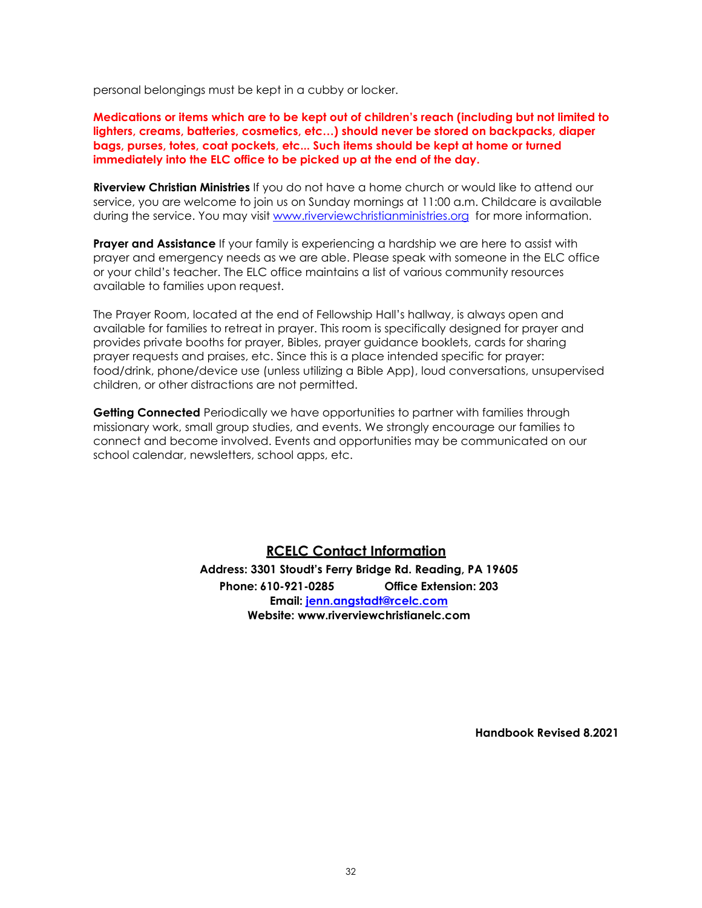personal belongings must be kept in a cubby or locker.

**Medications or items which are to be kept out of children's reach (including but not limited to lighters, creams, batteries, cosmetics, etc…) should never be stored on backpacks, diaper bags, purses, totes, coat pockets, etc... Such items should be kept at home or turned immediately into the ELC office to be picked up at the end of the day.**

**Riverview Christian Ministries** If you do not have a home church or would like to attend our service, you are welcome to join us on Sunday mornings at 11:00 a.m. Childcare is available during the service. You may visit [www.riverviewchristianministries.org](http://www.riverviewchristianministries.org) for more information.

**Prayer and Assistance** If your family is experiencing a hardship we are here to assist with prayer and emergency needs as we are able. Please speak with someone in the ELC office or your child's teacher. The ELC office maintains a list of various community resources available to families upon request.

The Prayer Room, located at the end of Fellowship Hall's hallway, is always open and available for families to retreat in prayer. This room is specifically designed for prayer and provides private booths for prayer, Bibles, prayer guidance booklets, cards for sharing prayer requests and praises, etc. Since this is a place intended specific for prayer: food/drink, phone/device use (unless utilizing a Bible App), loud conversations, unsupervised children, or other distractions are not permitted.

**Getting Connected** Periodically we have opportunities to partner with families through missionary work, small group studies, and events. We strongly encourage our families to connect and become involved. Events and opportunities may be communicated on our school calendar, newsletters, school apps, etc.

## RCELC Contact Information

**Address: 3301 Stoudt's Ferry Bridge Rd. Reading, PA 19605**
**Phone: 610-921-0285 Office Extension: 203**
**Email: [jenn.angstadt@rcelc.com](mailto:jenn.angstadt@rcelc.com)**
**Website: www.riverviewchristianelc.com**

**Handbook Revised 8.2021**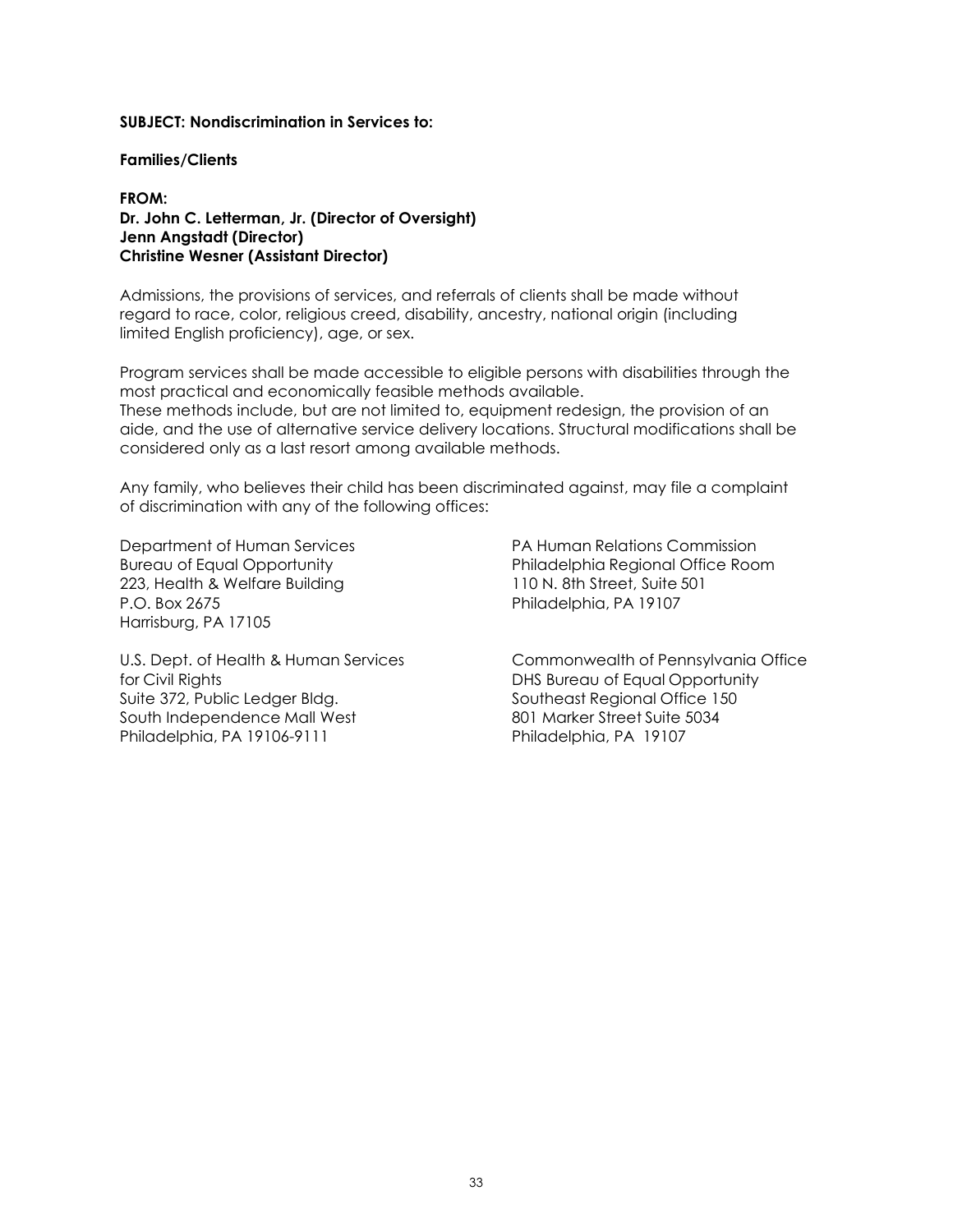**SUBJECT: Nondiscrimination in Services to:**

**Families/Clients**

**FROM:**
**Dr. John C. Letterman, Jr. (Director of Oversight)**
**Jenn Angstadt (Director)**
**Christine Wesner (Assistant Director)**

Admissions, the provisions of services, and referrals of clients shall be made without regard to race, color, religious creed, disability, ancestry, national origin (including limited English proficiency), age, or sex.

Program services shall be made accessible to eligible persons with disabilities through the most practical and economically feasible methods available.
These methods include, but are not limited to, equipment redesign, the provision of an aide, and the use of alternative service delivery locations. Structural modifications shall be considered only as a last resort among available methods.

Any family, who believes their child has been discriminated against, may file a complaint of discrimination with any of the following offices:

Department of Human Services
Bureau of Equal Opportunity
223, Health & Welfare Building
P.O. Box 2675
Harrisburg, PA 17105

PA Human Relations Commission
Philadelphia Regional Office Room
110 N. 8th Street, Suite 501
Philadelphia, PA 19107

U.S. Dept. of Health & Human Services
for Civil Rights
Suite 372, Public Ledger Bldg.
South Independence Mall West
Philadelphia, PA 19106-9111

Commonwealth of Pennsylvania Office
DHS Bureau of Equal Opportunity
Southeast Regional Office 150
801 Marker Street Suite 5034
Philadelphia, PA 19107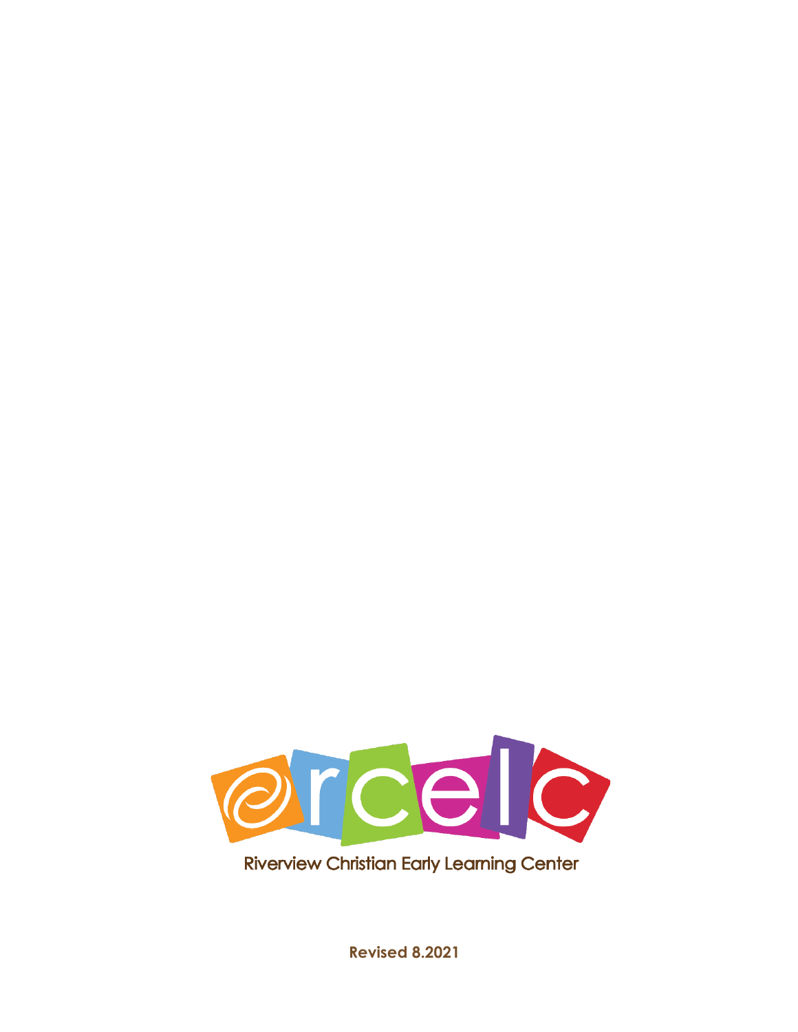rcelc

Riverview Christian Early Learning Center

**Revised 8.2021**